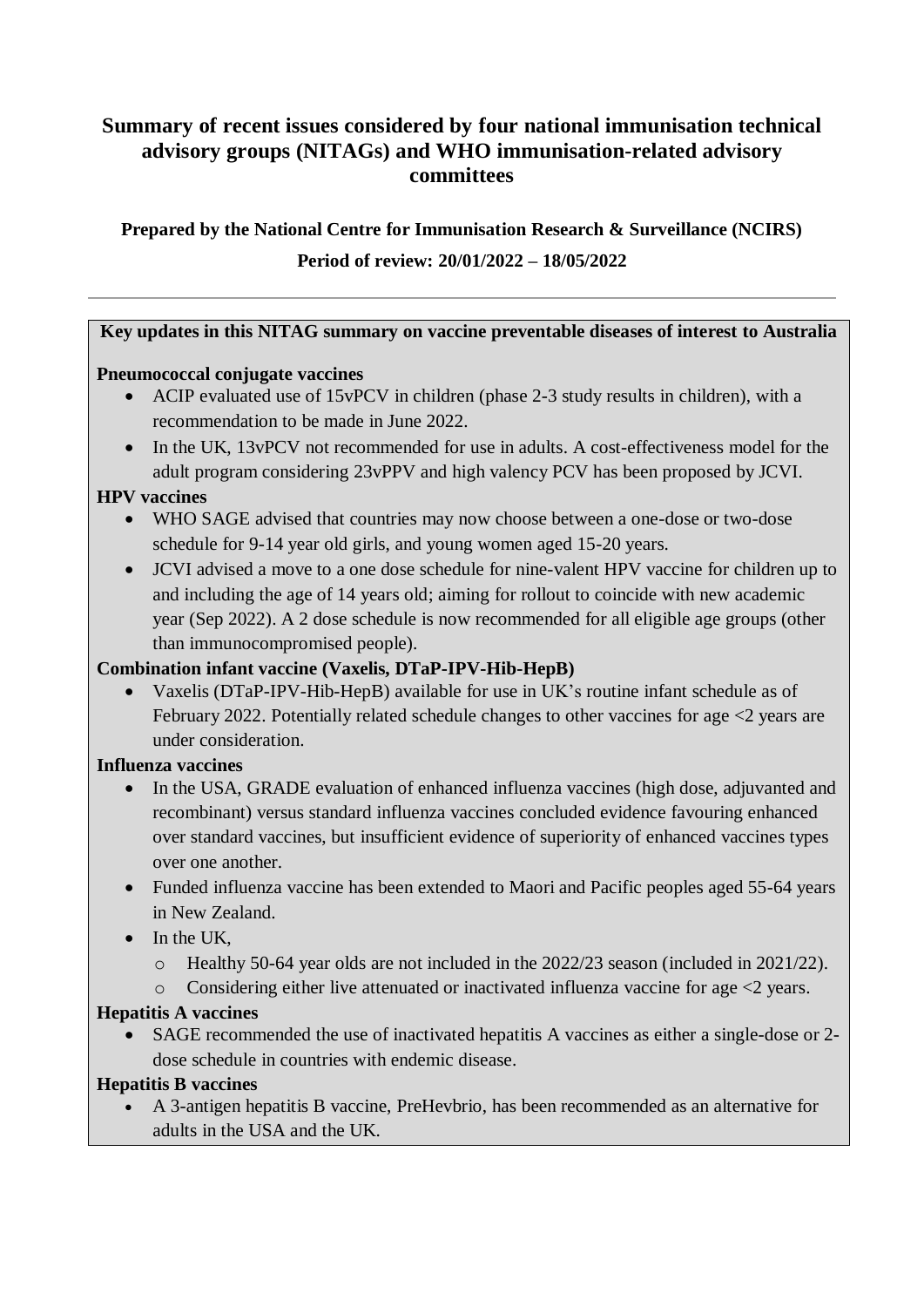# Summary of recent issues considered by four national immunisation technical advisory groups (NITAGs) and WHO immunisation-related advisory committees

**Prepared by the National Centre for Immunisation Research & Surveillance (NCIRS)**

**Period of review: 20/01/2022 – 18/05/2022**

---

**Key updates in this NITAG summary on vaccine preventable diseases of interest to Australia**

**Pneumococcal conjugate vaccines**

- ACIP evaluated use of 15vPCV in children (phase 2-3 study results in children), with a recommendation to be made in June 2022.
- In the UK, 13vPCV not recommended for use in adults. A cost-effectiveness model for the adult program considering 23vPPV and high valency PCV has been proposed by JCVI.

**HPV vaccines**

- WHO SAGE advised that countries may now choose between a one-dose or two-dose schedule for 9-14 year old girls, and young women aged 15-20 years.
- JCVI advised a move to a one dose schedule for nine-valent HPV vaccine for children up to and including the age of 14 years old; aiming for rollout to coincide with new academic year (Sep 2022). A 2 dose schedule is now recommended for all eligible age groups (other than immunocompromised people).

**Combination infant vaccine (Vaxelis, DTaP-IPV-Hib-HepB)**

- Vaxelis (DTaP-IPV-Hib-HepB) available for use in UK's routine infant schedule as of February 2022. Potentially related schedule changes to other vaccines for age <2 years are under consideration.

**Influenza vaccines**

- In the USA, GRADE evaluation of enhanced influenza vaccines (high dose, adjuvanted and recombinant) versus standard influenza vaccines concluded evidence favouring enhanced over standard vaccines, but insufficient evidence of superiority of enhanced vaccines types over one another.
- Funded influenza vaccine has been extended to Maori and Pacific peoples aged 55-64 years in New Zealand.
- In the UK,
  - Healthy 50-64 year olds are not included in the 2022/23 season (included in 2021/22).
  - Considering either live attenuated or inactivated influenza vaccine for age <2 years.

**Hepatitis A vaccines**

- SAGE recommended the use of inactivated hepatitis A vaccines as either a single-dose or 2-dose schedule in countries with endemic disease.

**Hepatitis B vaccines**

- A 3-antigen hepatitis B vaccine, PreHevbrio, has been recommended as an alternative for adults in the USA and the UK.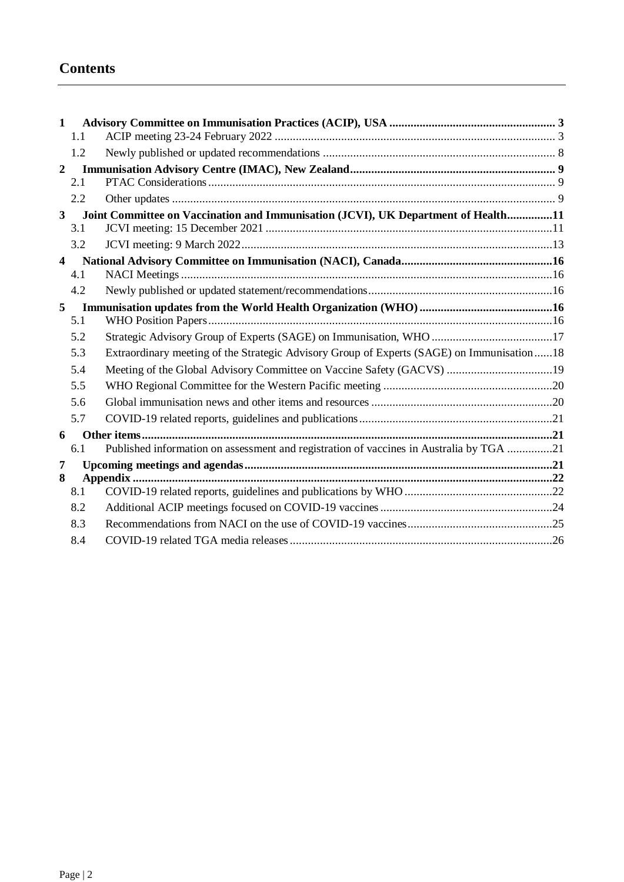# Contents

- 1 Advisory Committee on Immunisation Practices (ACIP), USA ..... 3
  - 1.1 ACIP meeting 23-24 February 2022 ..... 3
  - 1.2 Newly published or updated recommendations ..... 8
- 2 Immunisation Advisory Centre (IMAC), New Zealand ..... 9
  - 2.1 PTAC Considerations ..... 9
  - 2.2 Other updates ..... 9
- 3 Joint Committee on Vaccination and Immunisation (JCVI), UK Department of Health ..... 11
  - 3.1 JCVI meeting: 15 December 2021 ..... 11
  - 3.2 JCVI meeting: 9 March 2022 ..... 13
- 4 National Advisory Committee on Immunisation (NACI), Canada ..... 16
  - 4.1 NACI Meetings ..... 16
  - 4.2 Newly published or updated statement/recommendations ..... 16
- 5 Immunisation updates from the World Health Organization (WHO) ..... 16
  - 5.1 WHO Position Papers ..... 16
  - 5.2 Strategic Advisory Group of Experts (SAGE) on Immunisation, WHO ..... 17
  - 5.3 Extraordinary meeting of the Strategic Advisory Group of Experts (SAGE) on Immunisation ..... 18
  - 5.4 Meeting of the Global Advisory Committee on Vaccine Safety (GACVS) ..... 19
  - 5.5 WHO Regional Committee for the Western Pacific meeting ..... 20
  - 5.6 Global immunisation news and other items and resources ..... 20
  - 5.7 COVID-19 related reports, guidelines and publications ..... 21
- 6 Other items ..... 21
  - 6.1 Published information on assessment and registration of vaccines in Australia by TGA ..... 21
- 7 Upcoming meetings and agendas ..... 21
- 8 Appendix ..... 22
  - 8.1 COVID-19 related reports, guidelines and publications by WHO ..... 22
  - 8.2 Additional ACIP meetings focused on COVID-19 vaccines ..... 24
  - 8.3 Recommendations from NACI on the use of COVID-19 vaccines ..... 25
  - 8.4 COVID-19 related TGA media releases ..... 26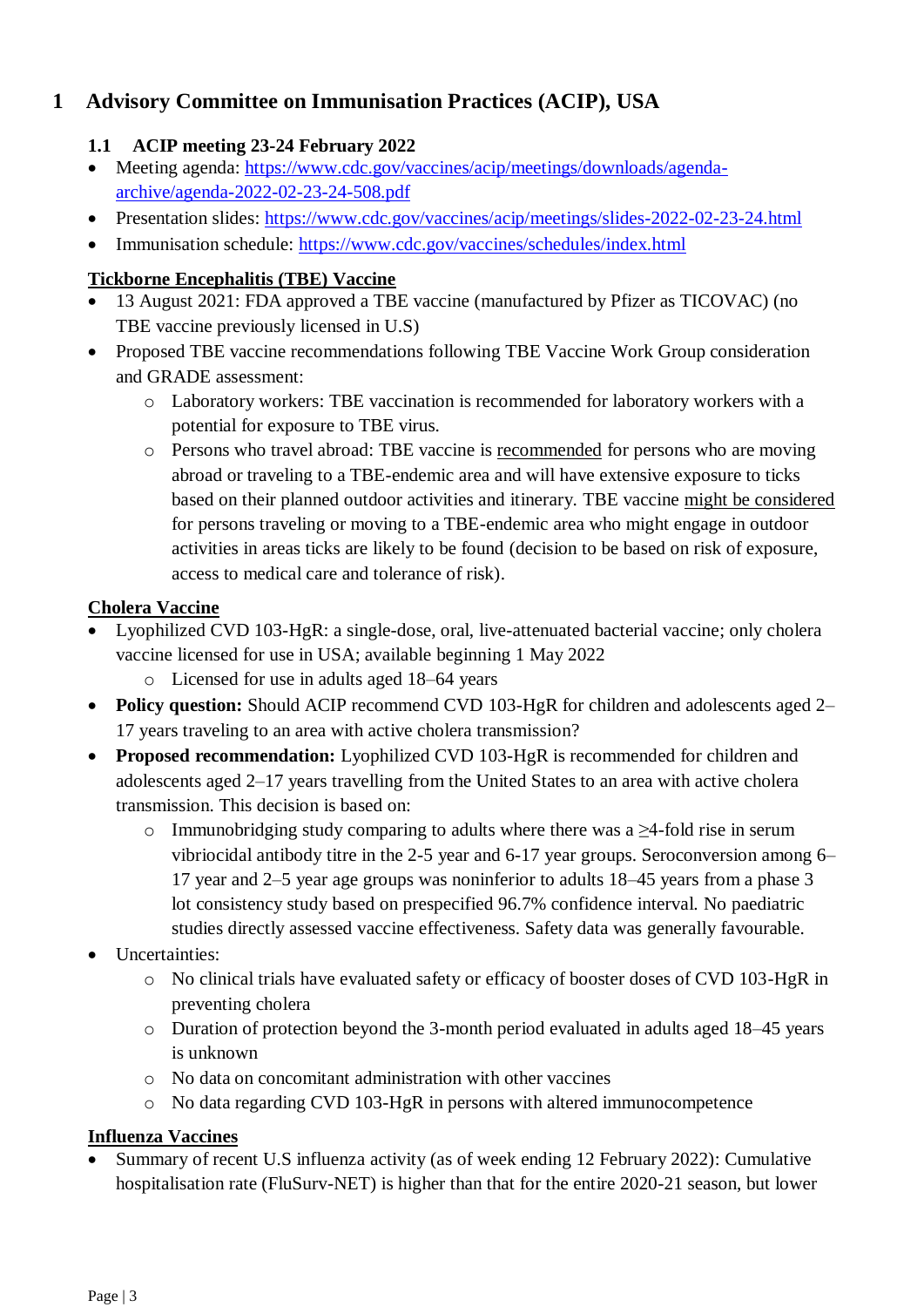# 1 Advisory Committee on Immunisation Practices (ACIP), USA

## 1.1 ACIP meeting 23-24 February 2022

- Meeting agenda: https://www.cdc.gov/vaccines/acip/meetings/downloads/agenda-archive/agenda-2022-02-23-24-508.pdf
- Presentation slides: https://www.cdc.gov/vaccines/acip/meetings/slides-2022-02-23-24.html
- Immunisation schedule: https://www.cdc.gov/vaccines/schedules/index.html

**<u>Tickborne Encephalitis (TBE) Vaccine</u>**

- 13 August 2021: FDA approved a TBE vaccine (manufactured by Pfizer as TICOVAC) (no TBE vaccine previously licensed in U.S)
- Proposed TBE vaccine recommendations following TBE Vaccine Work Group consideration and GRADE assessment:
  - Laboratory workers: TBE vaccination is recommended for laboratory workers with a potential for exposure to TBE virus.
  - Persons who travel abroad: TBE vaccine is <u>recommended</u> for persons who are moving abroad or traveling to a TBE-endemic area and will have extensive exposure to ticks based on their planned outdoor activities and itinerary. TBE vaccine <u>might be considered</u> for persons traveling or moving to a TBE-endemic area who might engage in outdoor activities in areas ticks are likely to be found (decision to be based on risk of exposure, access to medical care and tolerance of risk).

**<u>Cholera Vaccine</u>**

- Lyophilized CVD 103-HgR: a single-dose, oral, live-attenuated bacterial vaccine; only cholera vaccine licensed for use in USA; available beginning 1 May 2022
  - Licensed for use in adults aged 18–64 years
- **Policy question:** Should ACIP recommend CVD 103-HgR for children and adolescents aged 2–17 years traveling to an area with active cholera transmission?
- **Proposed recommendation:** Lyophilized CVD 103-HgR is recommended for children and adolescents aged 2–17 years travelling from the United States to an area with active cholera transmission. This decision is based on:
  - Immunobridging study comparing to adults where there was a ≥4-fold rise in serum vibriocidal antibody titre in the 2-5 year and 6-17 year groups. Seroconversion among 6–17 year and 2–5 year age groups was noninferior to adults 18–45 years from a phase 3 lot consistency study based on prespecified 96.7% confidence interval. No paediatric studies directly assessed vaccine effectiveness. Safety data was generally favourable.
- Uncertainties:
  - No clinical trials have evaluated safety or efficacy of booster doses of CVD 103-HgR in preventing cholera
  - Duration of protection beyond the 3-month period evaluated in adults aged 18–45 years is unknown
  - No data on concomitant administration with other vaccines
  - No data regarding CVD 103-HgR in persons with altered immunocompetence

**<u>Influenza Vaccines</u>**

- Summary of recent U.S influenza activity (as of week ending 12 February 2022): Cumulative hospitalisation rate (FluSurv-NET) is higher than that for the entire 2020-21 season, but lower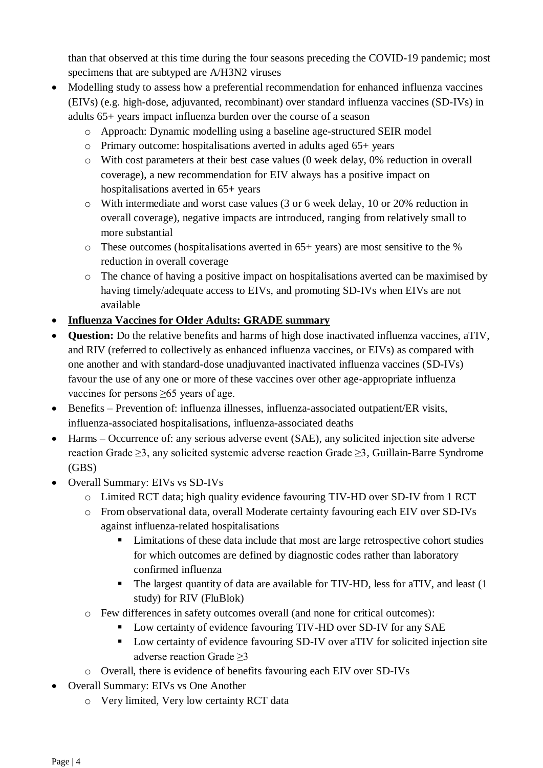than that observed at this time during the four seasons preceding the COVID-19 pandemic; most specimens that are subtyped are A/H3N2 viruses

- Modelling study to assess how a preferential recommendation for enhanced influenza vaccines (EIVs) (e.g. high-dose, adjuvanted, recombinant) over standard influenza vaccines (SD-IVs) in adults 65+ years impact influenza burden over the course of a season
    - Approach: Dynamic modelling using a baseline age-structured SEIR model
    - Primary outcome: hospitalisations averted in adults aged 65+ years
    - With cost parameters at their best case values (0 week delay, 0% reduction in overall coverage), a new recommendation for EIV always has a positive impact on hospitalisations averted in 65+ years
    - With intermediate and worst case values (3 or 6 week delay, 10 or 20% reduction in overall coverage), negative impacts are introduced, ranging from relatively small to more substantial
    - These outcomes (hospitalisations averted in 65+ years) are most sensitive to the % reduction in overall coverage
    - The chance of having a positive impact on hospitalisations averted can be maximised by having timely/adequate access to EIVs, and promoting SD-IVs when EIVs are not available
- **Influenza Vaccines for Older Adults: GRADE summary**
- **Question:** Do the relative benefits and harms of high dose inactivated influenza vaccines, aTIV, and RIV (referred to collectively as enhanced influenza vaccines, or EIVs) as compared with one another and with standard-dose unadjuvanted inactivated influenza vaccines (SD-IVs) favour the use of any one or more of these vaccines over other age-appropriate influenza vaccines for persons ≥65 years of age.
- Benefits – Prevention of: influenza illnesses, influenza-associated outpatient/ER visits, influenza-associated hospitalisations, influenza-associated deaths
- Harms – Occurrence of: any serious adverse event (SAE), any solicited injection site adverse reaction Grade ≥3, any solicited systemic adverse reaction Grade ≥3, Guillain-Barre Syndrome (GBS)
- Overall Summary: EIVs vs SD-IVs
    - Limited RCT data; high quality evidence favouring TIV-HD over SD-IV from 1 RCT
    - From observational data, overall Moderate certainty favouring each EIV over SD-IVs against influenza-related hospitalisations
        - Limitations of these data include that most are large retrospective cohort studies for which outcomes are defined by diagnostic codes rather than laboratory confirmed influenza
        - The largest quantity of data are available for TIV-HD, less for aTIV, and least (1 study) for RIV (FluBlok)
    - Few differences in safety outcomes overall (and none for critical outcomes):
        - Low certainty of evidence favouring TIV-HD over SD-IV for any SAE
        - Low certainty of evidence favouring SD-IV over aTIV for solicited injection site adverse reaction Grade ≥3
    - Overall, there is evidence of benefits favouring each EIV over SD-IVs
- Overall Summary: EIVs vs One Another
    - Very limited, Very low certainty RCT data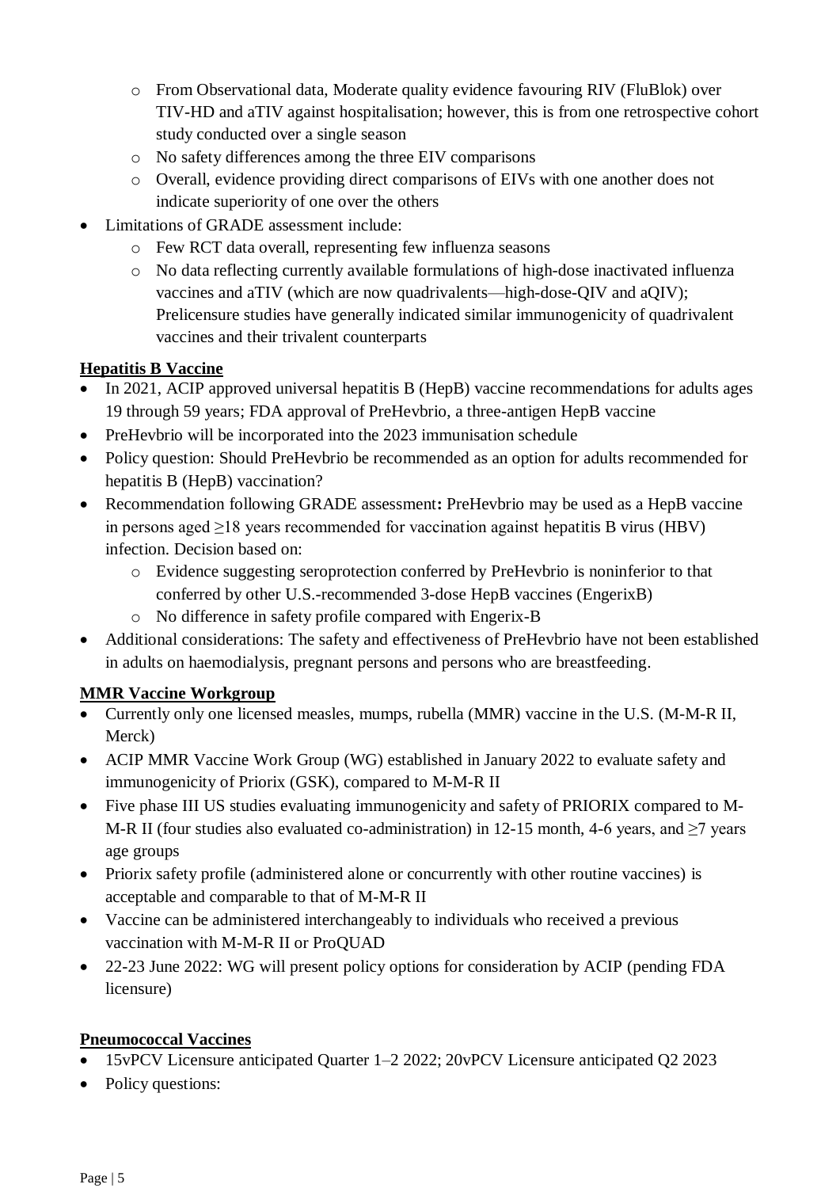- From Observational data, Moderate quality evidence favouring RIV (FluBlok) over TIV-HD and aTIV against hospitalisation; however, this is from one retrospective cohort study conducted over a single season
    - No safety differences among the three EIV comparisons
    - Overall, evidence providing direct comparisons of EIVs with one another does not indicate superiority of one over the others
- Limitations of GRADE assessment include:
    - Few RCT data overall, representing few influenza seasons
    - No data reflecting currently available formulations of high-dose inactivated influenza vaccines and aTIV (which are now quadrivalents—high-dose-QIV and aQIV); Prelicensure studies have generally indicated similar immunogenicity of quadrivalent vaccines and their trivalent counterparts

**Hepatitis B Vaccine**

- In 2021, ACIP approved universal hepatitis B (HepB) vaccine recommendations for adults ages 19 through 59 years; FDA approval of PreHevbrio, a three-antigen HepB vaccine
- PreHevbrio will be incorporated into the 2023 immunisation schedule
- Policy question: Should PreHevbrio be recommended as an option for adults recommended for hepatitis B (HepB) vaccination?
- Recommendation following GRADE assessment**:** PreHevbrio may be used as a HepB vaccine in persons aged ≥18 years recommended for vaccination against hepatitis B virus (HBV) infection. Decision based on:
    - Evidence suggesting seroprotection conferred by PreHevbrio is noninferior to that conferred by other U.S.-recommended 3-dose HepB vaccines (EngerixB)
    - No difference in safety profile compared with Engerix-B
- Additional considerations: The safety and effectiveness of PreHevbrio have not been established in adults on haemodialysis, pregnant persons and persons who are breastfeeding.

**MMR Vaccine Workgroup**

- Currently only one licensed measles, mumps, rubella (MMR) vaccine in the U.S. (M-M-R II, Merck)
- ACIP MMR Vaccine Work Group (WG) established in January 2022 to evaluate safety and immunogenicity of Priorix (GSK), compared to M-M-R II
- Five phase III US studies evaluating immunogenicity and safety of PRIORIX compared to M-M-R II (four studies also evaluated co-administration) in 12-15 month, 4-6 years, and ≥7 years age groups
- Priorix safety profile (administered alone or concurrently with other routine vaccines) is acceptable and comparable to that of M-M-R II
- Vaccine can be administered interchangeably to individuals who received a previous vaccination with M-M-R II or ProQUAD
- 22-23 June 2022: WG will present policy options for consideration by ACIP (pending FDA licensure)

**Pneumococcal Vaccines**

- 15vPCV Licensure anticipated Quarter 1–2 2022; 20vPCV Licensure anticipated Q2 2023
- Policy questions: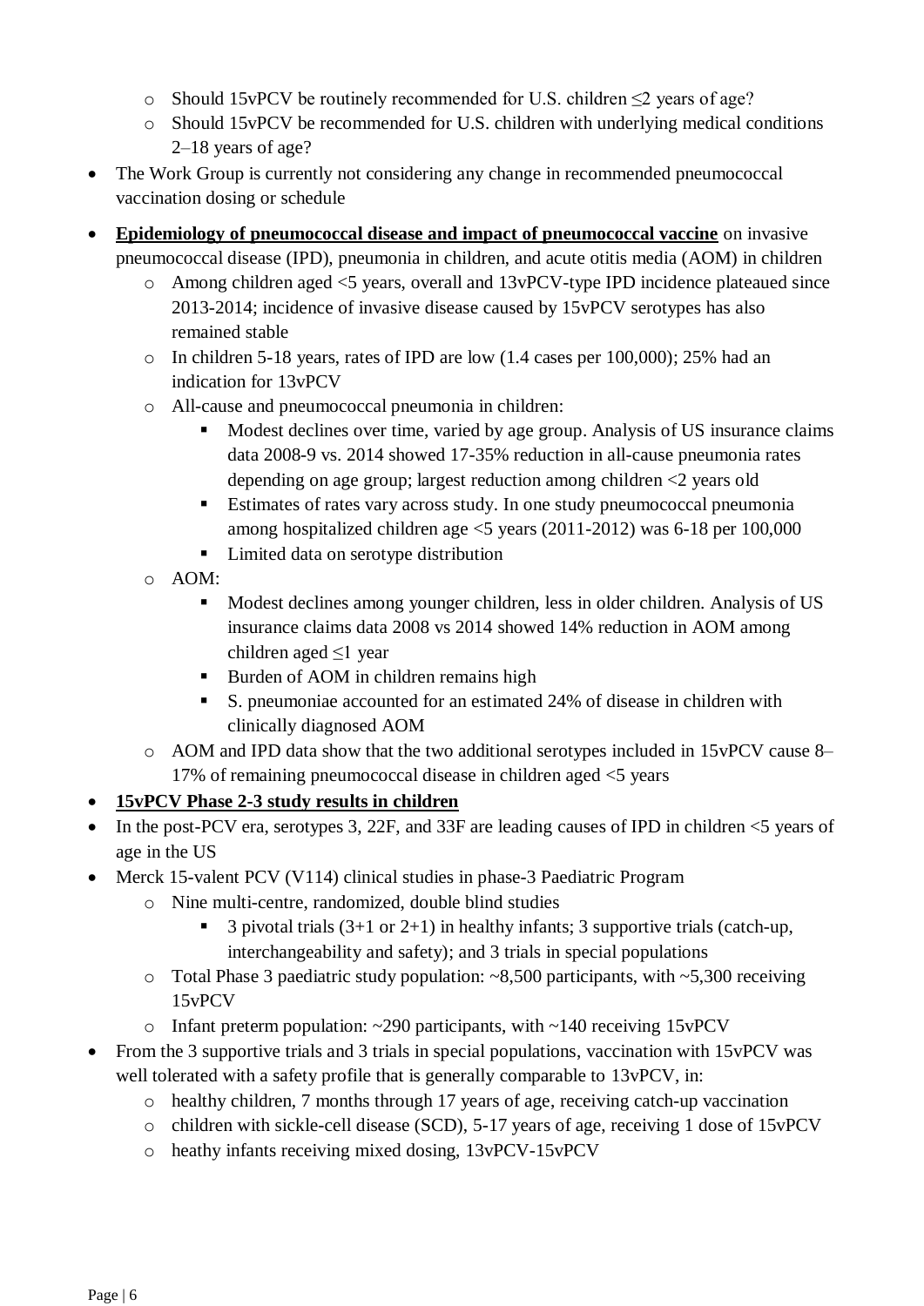- Should 15vPCV be routinely recommended for U.S. children ≤2 years of age?
  - Should 15vPCV be recommended for U.S. children with underlying medical conditions 2–18 years of age?
- The Work Group is currently not considering any change in recommended pneumococcal vaccination dosing or schedule
- **Epidemiology of pneumococcal disease and impact of pneumococcal vaccine** on invasive pneumococcal disease (IPD), pneumonia in children, and acute otitis media (AOM) in children
  - Among children aged <5 years, overall and 13vPCV-type IPD incidence plateaued since 2013-2014; incidence of invasive disease caused by 15vPCV serotypes has also remained stable
  - In children 5-18 years, rates of IPD are low (1.4 cases per 100,000); 25% had an indication for 13vPCV
  - All-cause and pneumococcal pneumonia in children:
    - Modest declines over time, varied by age group. Analysis of US insurance claims data 2008-9 vs. 2014 showed 17-35% reduction in all-cause pneumonia rates depending on age group; largest reduction among children <2 years old
    - Estimates of rates vary across study. In one study pneumococcal pneumonia among hospitalized children age <5 years (2011-2012) was 6-18 per 100,000
    - Limited data on serotype distribution
  - AOM:
    - Modest declines among younger children, less in older children. Analysis of US insurance claims data 2008 vs 2014 showed 14% reduction in AOM among children aged ≤1 year
    - Burden of AOM in children remains high
    - S. pneumoniae accounted for an estimated 24% of disease in children with clinically diagnosed AOM
  - AOM and IPD data show that the two additional serotypes included in 15vPCV cause 8–17% of remaining pneumococcal disease in children aged <5 years
- **15vPCV Phase 2-3 study results in children**
- In the post-PCV era, serotypes 3, 22F, and 33F are leading causes of IPD in children <5 years of age in the US
- Merck 15-valent PCV (V114) clinical studies in phase-3 Paediatric Program
  - Nine multi-centre, randomized, double blind studies
    - 3 pivotal trials (3+1 or 2+1) in healthy infants; 3 supportive trials (catch-up, interchangeability and safety); and 3 trials in special populations
  - Total Phase 3 paediatric study population: ~8,500 participants, with ~5,300 receiving 15vPCV
  - Infant preterm population: ~290 participants, with ~140 receiving 15vPCV
- From the 3 supportive trials and 3 trials in special populations, vaccination with 15vPCV was well tolerated with a safety profile that is generally comparable to 13vPCV, in:
  - healthy children, 7 months through 17 years of age, receiving catch-up vaccination
  - children with sickle-cell disease (SCD), 5-17 years of age, receiving 1 dose of 15vPCV
  - heathy infants receiving mixed dosing, 13vPCV-15vPCV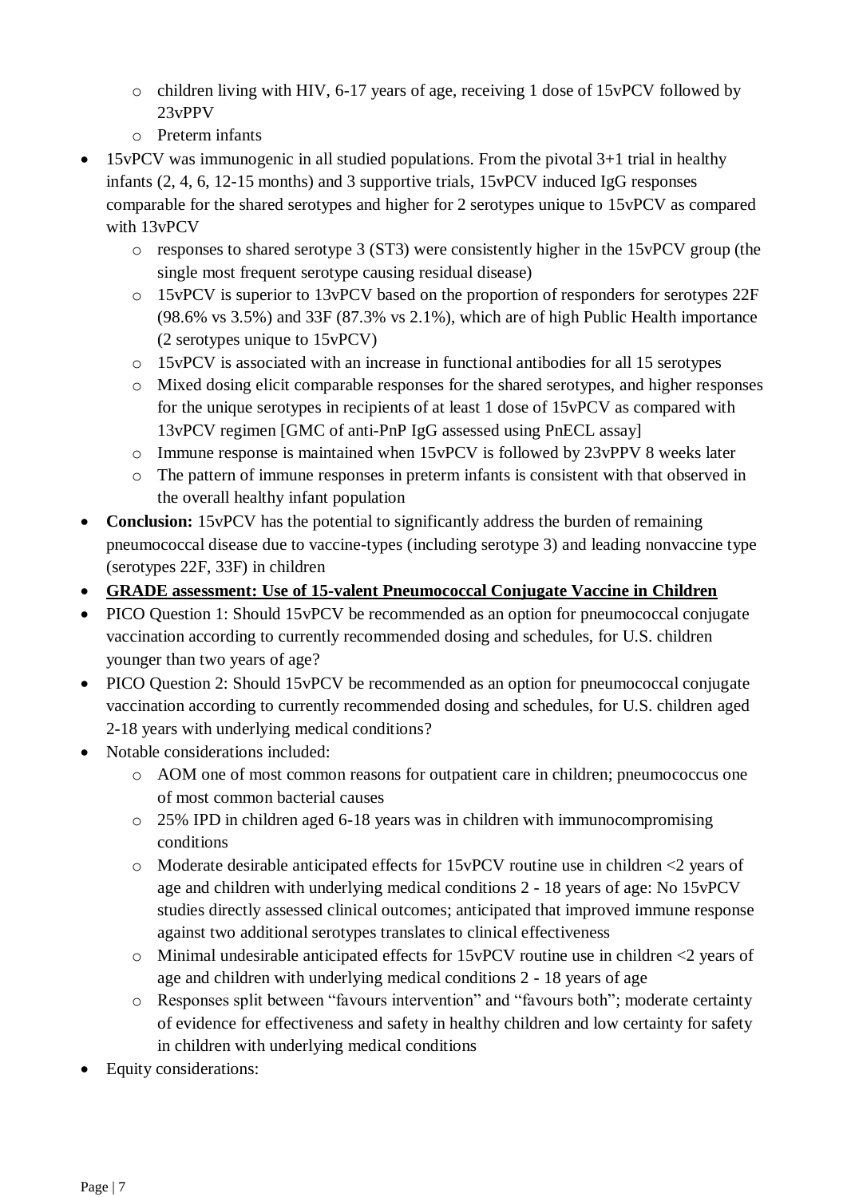- children living with HIV, 6-17 years of age, receiving 1 dose of 15vPCV followed by 23vPPV
  - Preterm infants
- 15vPCV was immunogenic in all studied populations. From the pivotal 3+1 trial in healthy infants (2, 4, 6, 12-15 months) and 3 supportive trials, 15vPCV induced IgG responses comparable for the shared serotypes and higher for 2 serotypes unique to 15vPCV as compared with 13vPCV
  - responses to shared serotype 3 (ST3) were consistently higher in the 15vPCV group (the single most frequent serotype causing residual disease)
  - 15vPCV is superior to 13vPCV based on the proportion of responders for serotypes 22F (98.6% vs 3.5%) and 33F (87.3% vs 2.1%), which are of high Public Health importance (2 serotypes unique to 15vPCV)
  - 15vPCV is associated with an increase in functional antibodies for all 15 serotypes
  - Mixed dosing elicit comparable responses for the shared serotypes, and higher responses for the unique serotypes in recipients of at least 1 dose of 15vPCV as compared with 13vPCV regimen [GMC of anti-PnP IgG assessed using PnECL assay]
  - Immune response is maintained when 15vPCV is followed by 23vPPV 8 weeks later
  - The pattern of immune responses in preterm infants is consistent with that observed in the overall healthy infant population
- **Conclusion:** 15vPCV has the potential to significantly address the burden of remaining pneumococcal disease due to vaccine-types (including serotype 3) and leading nonvaccine type (serotypes 22F, 33F) in children
- **GRADE assessment: Use of 15-valent Pneumococcal Conjugate Vaccine in Children**
- PICO Question 1: Should 15vPCV be recommended as an option for pneumococcal conjugate vaccination according to currently recommended dosing and schedules, for U.S. children younger than two years of age?
- PICO Question 2: Should 15vPCV be recommended as an option for pneumococcal conjugate vaccination according to currently recommended dosing and schedules, for U.S. children aged 2-18 years with underlying medical conditions?
- Notable considerations included:
  - AOM one of most common reasons for outpatient care in children; pneumococcus one of most common bacterial causes
  - 25% IPD in children aged 6-18 years was in children with immunocompromising conditions
  - Moderate desirable anticipated effects for 15vPCV routine use in children <2 years of age and children with underlying medical conditions 2 - 18 years of age: No 15vPCV studies directly assessed clinical outcomes; anticipated that improved immune response against two additional serotypes translates to clinical effectiveness
  - Minimal undesirable anticipated effects for 15vPCV routine use in children <2 years of age and children with underlying medical conditions 2 - 18 years of age
  - Responses split between "favours intervention" and "favours both"; moderate certainty of evidence for effectiveness and safety in healthy children and low certainty for safety in children with underlying medical conditions
- Equity considerations: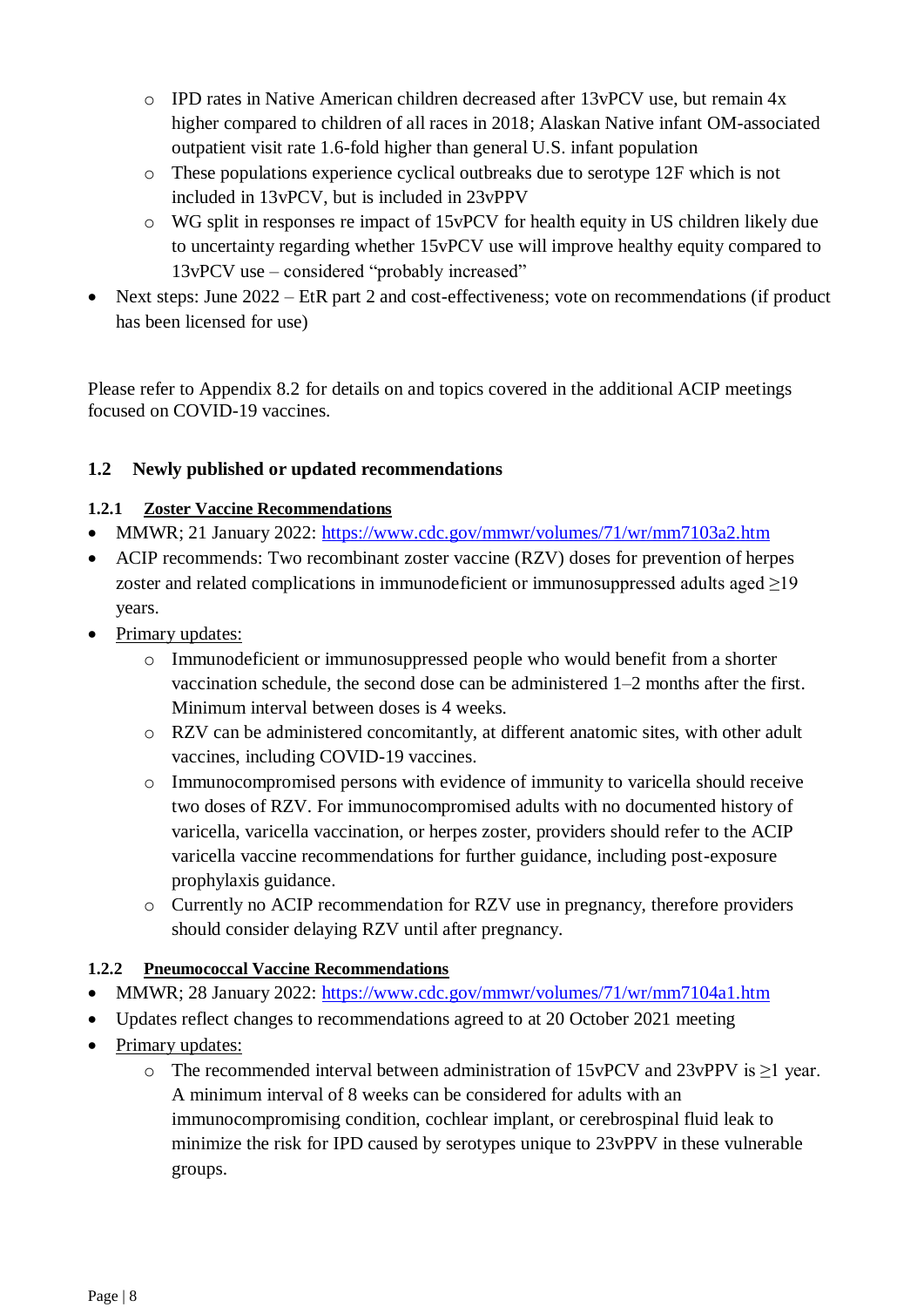- IPD rates in Native American children decreased after 13vPCV use, but remain 4x higher compared to children of all races in 2018; Alaskan Native infant OM-associated outpatient visit rate 1.6-fold higher than general U.S. infant population
  - These populations experience cyclical outbreaks due to serotype 12F which is not included in 13vPCV, but is included in 23vPPV
  - WG split in responses re impact of 15vPCV for health equity in US children likely due to uncertainty regarding whether 15vPCV use will improve healthy equity compared to 13vPCV use – considered "probably increased"
- Next steps: June 2022 – EtR part 2 and cost-effectiveness; vote on recommendations (if product has been licensed for use)

Please refer to Appendix 8.2 for details on and topics covered in the additional ACIP meetings focused on COVID-19 vaccines.

## 1.2 Newly published or updated recommendations

### 1.2.1 Zoster Vaccine Recommendations

- MMWR; 21 January 2022: https://www.cdc.gov/mmwr/volumes/71/wr/mm7103a2.htm
- ACIP recommends: Two recombinant zoster vaccine (RZV) doses for prevention of herpes zoster and related complications in immunodeficient or immunosuppressed adults aged ≥19 years.
- Primary updates:
  - Immunodeficient or immunosuppressed people who would benefit from a shorter vaccination schedule, the second dose can be administered 1–2 months after the first. Minimum interval between doses is 4 weeks.
  - RZV can be administered concomitantly, at different anatomic sites, with other adult vaccines, including COVID-19 vaccines.
  - Immunocompromised persons with evidence of immunity to varicella should receive two doses of RZV. For immunocompromised adults with no documented history of varicella, varicella vaccination, or herpes zoster, providers should refer to the ACIP varicella vaccine recommendations for further guidance, including post-exposure prophylaxis guidance.
  - Currently no ACIP recommendation for RZV use in pregnancy, therefore providers should consider delaying RZV until after pregnancy.

### 1.2.2 Pneumococcal Vaccine Recommendations

- MMWR; 28 January 2022: https://www.cdc.gov/mmwr/volumes/71/wr/mm7104a1.htm
- Updates reflect changes to recommendations agreed to at 20 October 2021 meeting
- Primary updates:
  - The recommended interval between administration of 15vPCV and 23vPPV is ≥1 year. A minimum interval of 8 weeks can be considered for adults with an immunocompromising condition, cochlear implant, or cerebrospinal fluid leak to minimize the risk for IPD caused by serotypes unique to 23vPPV in these vulnerable groups.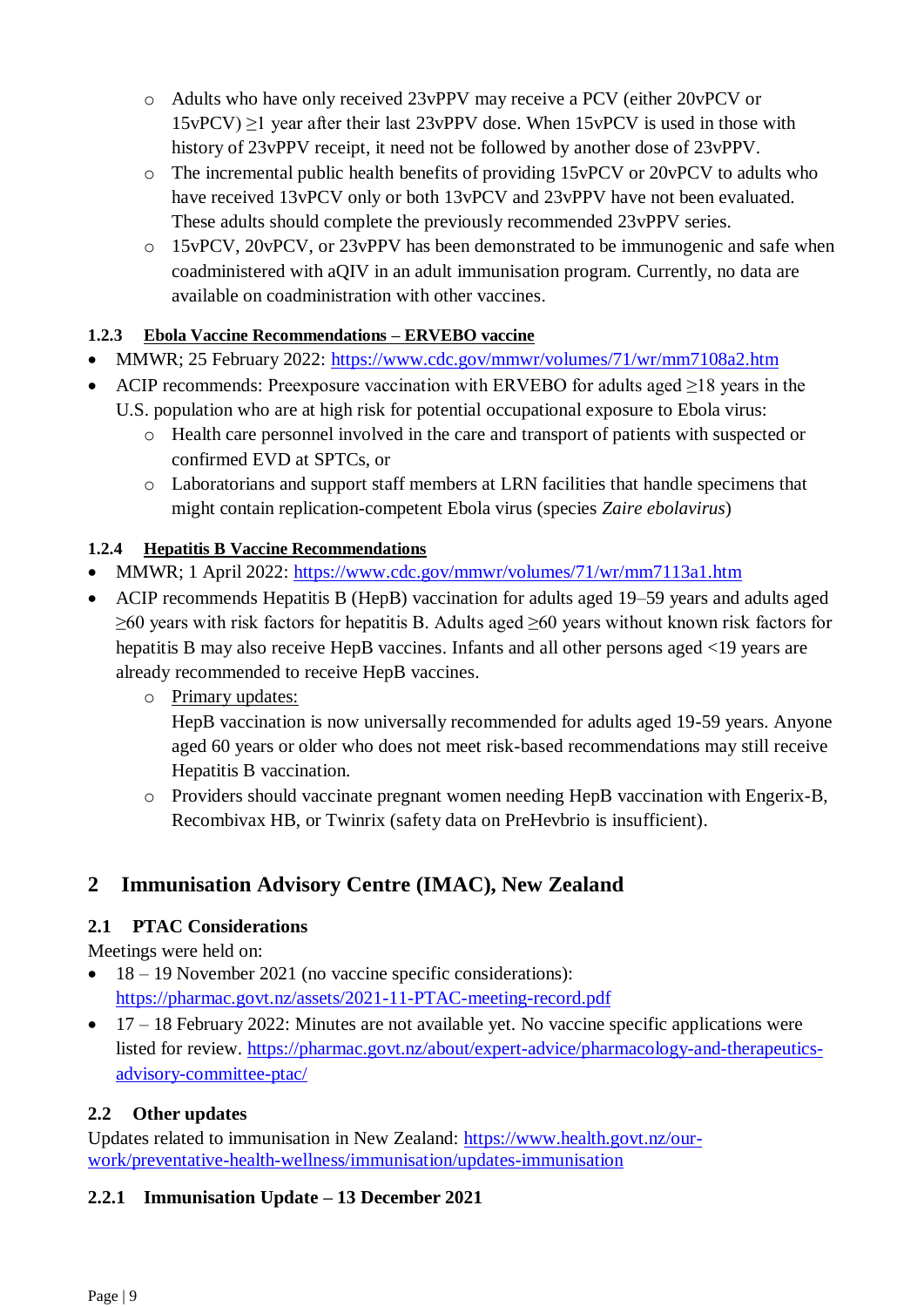- Adults who have only received 23vPPV may receive a PCV (either 20vPCV or 15vPCV) ≥1 year after their last 23vPPV dose. When 15vPCV is used in those with history of 23vPPV receipt, it need not be followed by another dose of 23vPPV.
- The incremental public health benefits of providing 15vPCV or 20vPCV to adults who have received 13vPCV only or both 13vPCV and 23vPPV have not been evaluated. These adults should complete the previously recommended 23vPPV series.
- 15vPCV, 20vPCV, or 23vPPV has been demonstrated to be immunogenic and safe when coadministered with aQIV in an adult immunisation program. Currently, no data are available on coadministration with other vaccines.

#### 1.2.3 Ebola Vaccine Recommendations – ERVEBO vaccine

- MMWR; 25 February 2022: https://www.cdc.gov/mmwr/volumes/71/wr/mm7108a2.htm
- ACIP recommends: Preexposure vaccination with ERVEBO for adults aged ≥18 years in the U.S. population who are at high risk for potential occupational exposure to Ebola virus:
  - Health care personnel involved in the care and transport of patients with suspected or confirmed EVD at SPTCs, or
  - Laboratorians and support staff members at LRN facilities that handle specimens that might contain replication-competent Ebola virus (species *Zaire ebolavirus*)

#### 1.2.4 Hepatitis B Vaccine Recommendations

- MMWR; 1 April 2022: https://www.cdc.gov/mmwr/volumes/71/wr/mm7113a1.htm
- ACIP recommends Hepatitis B (HepB) vaccination for adults aged 19–59 years and adults aged ≥60 years with risk factors for hepatitis B. Adults aged ≥60 years without known risk factors for hepatitis B may also receive HepB vaccines. Infants and all other persons aged <19 years are already recommended to receive HepB vaccines.
  - Primary updates:
    HepB vaccination is now universally recommended for adults aged 19-59 years. Anyone aged 60 years or older who does not meet risk-based recommendations may still receive Hepatitis B vaccination.
  - Providers should vaccinate pregnant women needing HepB vaccination with Engerix-B, Recombivax HB, or Twinrix (safety data on PreHevbrio is insufficient).

## 2 Immunisation Advisory Centre (IMAC), New Zealand

### 2.1 PTAC Considerations

Meetings were held on:

- 18 – 19 November 2021 (no vaccine specific considerations): https://pharmac.govt.nz/assets/2021-11-PTAC-meeting-record.pdf
- 17 – 18 February 2022: Minutes are not available yet. No vaccine specific applications were listed for review. https://pharmac.govt.nz/about/expert-advice/pharmacology-and-therapeutics-advisory-committee-ptac/

### 2.2 Other updates

Updates related to immunisation in New Zealand: https://www.health.govt.nz/our-work/preventative-health-wellness/immunisation/updates-immunisation

#### 2.2.1 Immunisation Update – 13 December 2021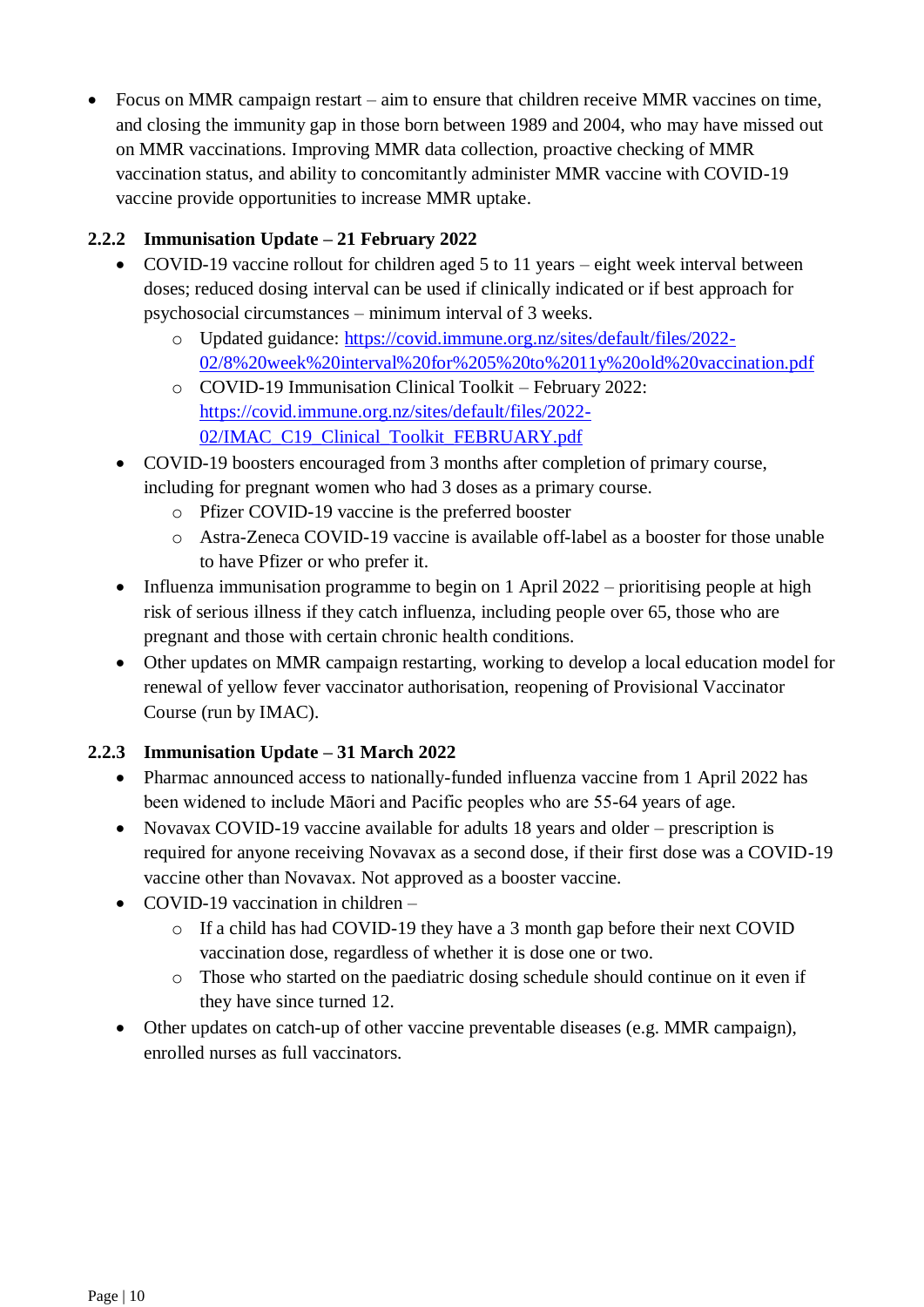- Focus on MMR campaign restart – aim to ensure that children receive MMR vaccines on time, and closing the immunity gap in those born between 1989 and 2004, who may have missed out on MMR vaccinations. Improving MMR data collection, proactive checking of MMR vaccination status, and ability to concomitantly administer MMR vaccine with COVID-19 vaccine provide opportunities to increase MMR uptake.

### 2.2.2 Immunisation Update – 21 February 2022

- COVID-19 vaccine rollout for children aged 5 to 11 years – eight week interval between doses; reduced dosing interval can be used if clinically indicated or if best approach for psychosocial circumstances – minimum interval of 3 weeks.
  - Updated guidance: [https://covid.immune.org.nz/sites/default/files/2022-02/8%20week%20interval%20for%205%20to%2011y%20old%20vaccination.pdf](https://covid.immune.org.nz/sites/default/files/2022-02/8%20week%20interval%20for%205%20to%2011y%20old%20vaccination.pdf)
  - COVID-19 Immunisation Clinical Toolkit – February 2022: [https://covid.immune.org.nz/sites/default/files/2022-02/IMAC_C19_Clinical_Toolkit_FEBRUARY.pdf](https://covid.immune.org.nz/sites/default/files/2022-02/IMAC_C19_Clinical_Toolkit_FEBRUARY.pdf)
- COVID-19 boosters encouraged from 3 months after completion of primary course, including for pregnant women who had 3 doses as a primary course.
  - Pfizer COVID-19 vaccine is the preferred booster
  - Astra-Zeneca COVID-19 vaccine is available off-label as a booster for those unable to have Pfizer or who prefer it.
- Influenza immunisation programme to begin on 1 April 2022 – prioritising people at high risk of serious illness if they catch influenza, including people over 65, those who are pregnant and those with certain chronic health conditions.
- Other updates on MMR campaign restarting, working to develop a local education model for renewal of yellow fever vaccinator authorisation, reopening of Provisional Vaccinator Course (run by IMAC).

### 2.2.3 Immunisation Update – 31 March 2022

- Pharmac announced access to nationally-funded influenza vaccine from 1 April 2022 has been widened to include Māori and Pacific peoples who are 55-64 years of age.
- Novavax COVID-19 vaccine available for adults 18 years and older – prescription is required for anyone receiving Novavax as a second dose, if their first dose was a COVID-19 vaccine other than Novavax. Not approved as a booster vaccine.
- COVID-19 vaccination in children –
  - If a child has had COVID-19 they have a 3 month gap before their next COVID vaccination dose, regardless of whether it is dose one or two.
  - Those who started on the paediatric dosing schedule should continue on it even if they have since turned 12.
- Other updates on catch-up of other vaccine preventable diseases (e.g. MMR campaign), enrolled nurses as full vaccinators.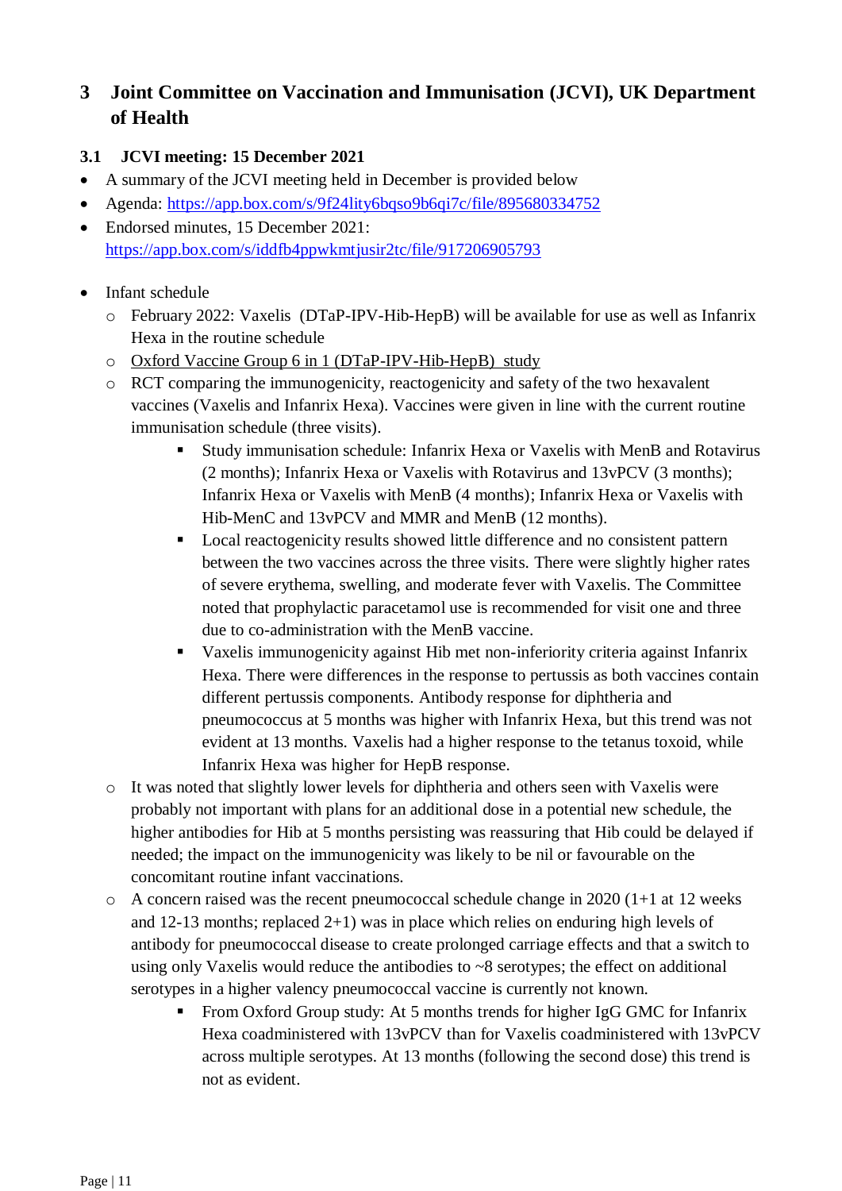## 3 Joint Committee on Vaccination and Immunisation (JCVI), UK Department of Health

### 3.1 JCVI meeting: 15 December 2021

- A summary of the JCVI meeting held in December is provided below
- Agenda: https://app.box.com/s/9f24lity6bqso9b6qi7c/file/895680334752
- Endorsed minutes, 15 December 2021: https://app.box.com/s/iddfb4ppwkmtjusir2tc/file/917206905793

- Infant schedule
  - February 2022: Vaxelis (DTaP-IPV-Hib-HepB) will be available for use as well as Infanrix Hexa in the routine schedule
  - Oxford Vaccine Group 6 in 1 (DTaP-IPV-Hib-HepB) study
  - RCT comparing the immunogenicity, reactogenicity and safety of the two hexavalent vaccines (Vaxelis and Infanrix Hexa). Vaccines were given in line with the current routine immunisation schedule (three visits).
    - Study immunisation schedule: Infanrix Hexa or Vaxelis with MenB and Rotavirus (2 months); Infanrix Hexa or Vaxelis with Rotavirus and 13vPCV (3 months); Infanrix Hexa or Vaxelis with MenB (4 months); Infanrix Hexa or Vaxelis with Hib-MenC and 13vPCV and MMR and MenB (12 months).
    - Local reactogenicity results showed little difference and no consistent pattern between the two vaccines across the three visits. There were slightly higher rates of severe erythema, swelling, and moderate fever with Vaxelis. The Committee noted that prophylactic paracetamol use is recommended for visit one and three due to co-administration with the MenB vaccine.
    - Vaxelis immunogenicity against Hib met non-inferiority criteria against Infanrix Hexa. There were differences in the response to pertussis as both vaccines contain different pertussis components. Antibody response for diphtheria and pneumococcus at 5 months was higher with Infanrix Hexa, but this trend was not evident at 13 months. Vaxelis had a higher response to the tetanus toxoid, while Infanrix Hexa was higher for HepB response.
  - It was noted that slightly lower levels for diphtheria and others seen with Vaxelis were probably not important with plans for an additional dose in a potential new schedule, the higher antibodies for Hib at 5 months persisting was reassuring that Hib could be delayed if needed; the impact on the immunogenicity was likely to be nil or favourable on the concomitant routine infant vaccinations.
  - A concern raised was the recent pneumococcal schedule change in 2020 (1+1 at 12 weeks and 12-13 months; replaced 2+1) was in place which relies on enduring high levels of antibody for pneumococcal disease to create prolonged carriage effects and that a switch to using only Vaxelis would reduce the antibodies to ~8 serotypes; the effect on additional serotypes in a higher valency pneumococcal vaccine is currently not known.
    - From Oxford Group study: At 5 months trends for higher IgG GMC for Infanrix Hexa coadministered with 13vPCV than for Vaxelis coadministered with 13vPCV across multiple serotypes. At 13 months (following the second dose) this trend is not as evident.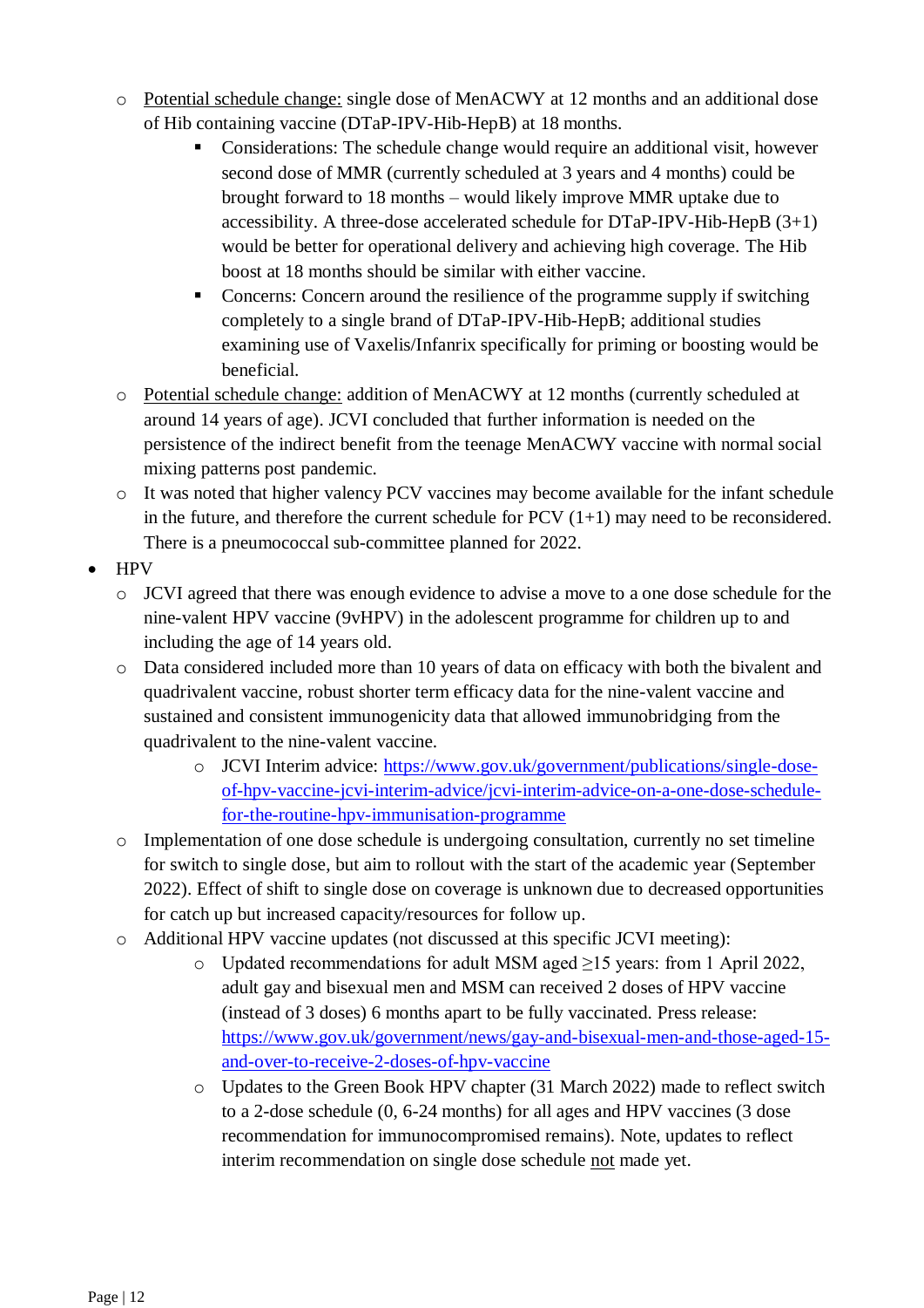- <u>Potential schedule change:</u> single dose of MenACWY at 12 months and an additional dose of Hib containing vaccine (DTaP-IPV-Hib-HepB) at 18 months.
     - Considerations: The schedule change would require an additional visit, however second dose of MMR (currently scheduled at 3 years and 4 months) could be brought forward to 18 months – would likely improve MMR uptake due to accessibility. A three-dose accelerated schedule for DTaP-IPV-Hib-HepB (3+1) would be better for operational delivery and achieving high coverage. The Hib boost at 18 months should be similar with either vaccine.
     - Concerns: Concern around the resilience of the programme supply if switching completely to a single brand of DTaP-IPV-Hib-HepB; additional studies examining use of Vaxelis/Infanrix specifically for priming or boosting would be beneficial.
   - <u>Potential schedule change:</u> addition of MenACWY at 12 months (currently scheduled at around 14 years of age). JCVI concluded that further information is needed on the persistence of the indirect benefit from the teenage MenACWY vaccine with normal social mixing patterns post pandemic.
   - It was noted that higher valency PCV vaccines may become available for the infant schedule in the future, and therefore the current schedule for PCV (1+1) may need to be reconsidered. There is a pneumococcal sub-committee planned for 2022.
- HPV
   - JCVI agreed that there was enough evidence to advise a move to a one dose schedule for the nine-valent HPV vaccine (9vHPV) in the adolescent programme for children up to and including the age of 14 years old.
   - Data considered included more than 10 years of data on efficacy with both the bivalent and quadrivalent vaccine, robust shorter term efficacy data for the nine-valent vaccine and sustained and consistent immunogenicity data that allowed immunobridging from the quadrivalent to the nine-valent vaccine.
     - JCVI Interim advice: https://www.gov.uk/government/publications/single-dose-of-hpv-vaccine-jcvi-interim-advice/jcvi-interim-advice-on-a-one-dose-schedule-for-the-routine-hpv-immunisation-programme
   - Implementation of one dose schedule is undergoing consultation, currently no set timeline for switch to single dose, but aim to rollout with the start of the academic year (September 2022). Effect of shift to single dose on coverage is unknown due to decreased opportunities for catch up but increased capacity/resources for follow up.
   - Additional HPV vaccine updates (not discussed at this specific JCVI meeting):
     - Updated recommendations for adult MSM aged ≥15 years: from 1 April 2022, adult gay and bisexual men and MSM can received 2 doses of HPV vaccine (instead of 3 doses) 6 months apart to be fully vaccinated. Press release: https://www.gov.uk/government/news/gay-and-bisexual-men-and-those-aged-15-and-over-to-receive-2-doses-of-hpv-vaccine
     - Updates to the Green Book HPV chapter (31 March 2022) made to reflect switch to a 2-dose schedule (0, 6-24 months) for all ages and HPV vaccines (3 dose recommendation for immunocompromised remains). Note, updates to reflect interim recommendation on single dose schedule <u>not</u> made yet.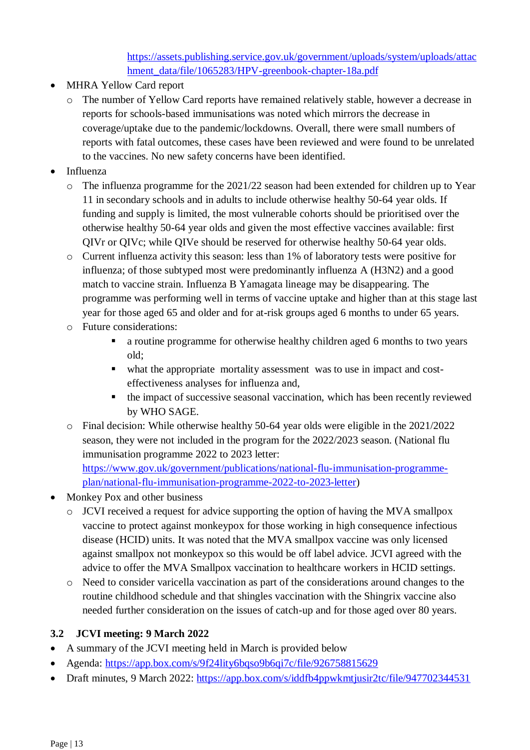https://assets.publishing.service.gov.uk/government/uploads/system/uploads/attachment_data/file/1065283/HPV-greenbook-chapter-18a.pdf

- MHRA Yellow Card report
  - The number of Yellow Card reports have remained relatively stable, however a decrease in reports for schools-based immunisations was noted which mirrors the decrease in coverage/uptake due to the pandemic/lockdowns. Overall, there were small numbers of reports with fatal outcomes, these cases have been reviewed and were found to be unrelated to the vaccines. No new safety concerns have been identified.
- Influenza
  - The influenza programme for the 2021/22 season had been extended for children up to Year 11 in secondary schools and in adults to include otherwise healthy 50-64 year olds. If funding and supply is limited, the most vulnerable cohorts should be prioritised over the otherwise healthy 50-64 year olds and given the most effective vaccines available: first QIVr or QIVc; while QIVe should be reserved for otherwise healthy 50-64 year olds.
  - Current influenza activity this season: less than 1% of laboratory tests were positive for influenza; of those subtyped most were predominantly influenza A (H3N2) and a good match to vaccine strain. Influenza B Yamagata lineage may be disappearing. The programme was performing well in terms of vaccine uptake and higher than at this stage last year for those aged 65 and older and for at-risk groups aged 6 months to under 65 years.
  - Future considerations:
    - a routine programme for otherwise healthy children aged 6 months to two years old;
    - what the appropriate mortality assessment was to use in impact and cost-effectiveness analyses for influenza and,
    - the impact of successive seasonal vaccination, which has been recently reviewed by WHO SAGE.
  - Final decision: While otherwise healthy 50-64 year olds were eligible in the 2021/2022 season, they were not included in the program for the 2022/2023 season. (National flu immunisation programme 2022 to 2023 letter: https://www.gov.uk/government/publications/national-flu-immunisation-programme-plan/national-flu-immunisation-programme-2022-to-2023-letter)
- Monkey Pox and other business
  - JCVI received a request for advice supporting the option of having the MVA smallpox vaccine to protect against monkeypox for those working in high consequence infectious disease (HCID) units. It was noted that the MVA smallpox vaccine was only licensed against smallpox not monkeypox so this would be off label advice. JCVI agreed with the advice to offer the MVA Smallpox vaccination to healthcare workers in HCID settings.
  - Need to consider varicella vaccination as part of the considerations around changes to the routine childhood schedule and that shingles vaccination with the Shingrix vaccine also needed further consideration on the issues of catch-up and for those aged over 80 years.

### 3.2 JCVI meeting: 9 March 2022

- A summary of the JCVI meeting held in March is provided below
- Agenda: https://app.box.com/s/9f24lity6bqso9b6qi7c/file/926758815629
- Draft minutes, 9 March 2022: https://app.box.com/s/iddfb4ppwkmtjusir2tc/file/947702344531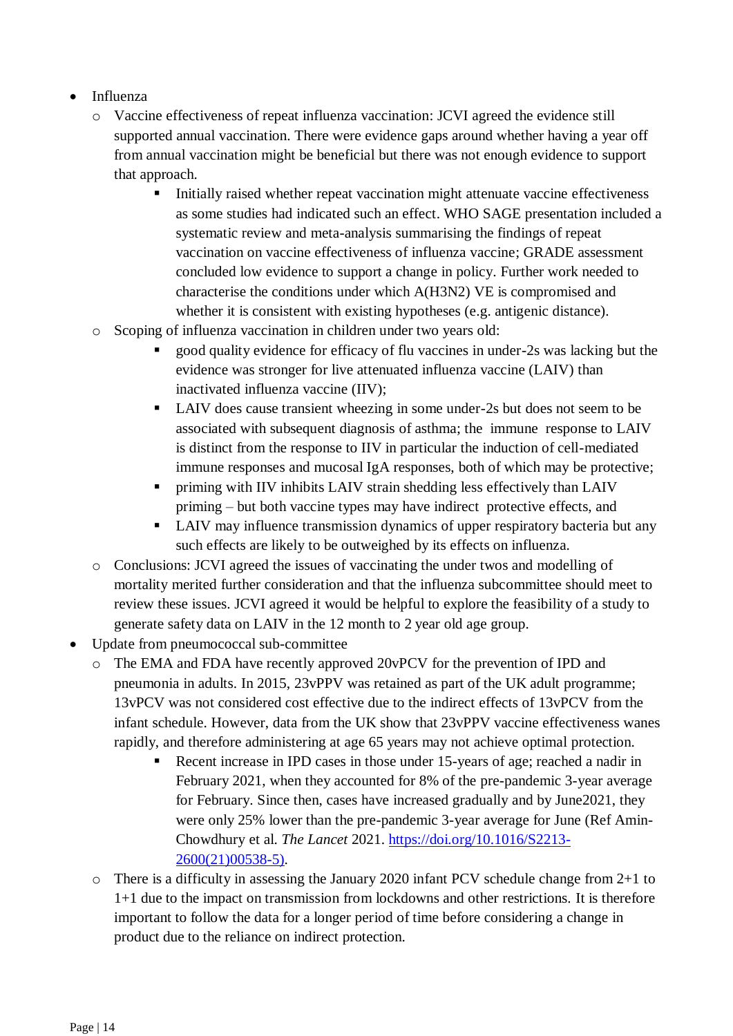- Influenza
    - Vaccine effectiveness of repeat influenza vaccination: JCVI agreed the evidence still supported annual vaccination. There were evidence gaps around whether having a year off from annual vaccination might be beneficial but there was not enough evidence to support that approach.
        - Initially raised whether repeat vaccination might attenuate vaccine effectiveness as some studies had indicated such an effect. WHO SAGE presentation included a systematic review and meta-analysis summarising the findings of repeat vaccination on vaccine effectiveness of influenza vaccine; GRADE assessment concluded low evidence to support a change in policy. Further work needed to characterise the conditions under which A(H3N2) VE is compromised and whether it is consistent with existing hypotheses (e.g. antigenic distance).
    - Scoping of influenza vaccination in children under two years old:
        - good quality evidence for efficacy of flu vaccines in under-2s was lacking but the evidence was stronger for live attenuated influenza vaccine (LAIV) than inactivated influenza vaccine (IIV);
        - LAIV does cause transient wheezing in some under-2s but does not seem to be associated with subsequent diagnosis of asthma; the immune response to LAIV is distinct from the response to IIV in particular the induction of cell-mediated immune responses and mucosal IgA responses, both of which may be protective;
        - priming with IIV inhibits LAIV strain shedding less effectively than LAIV priming – but both vaccine types may have indirect protective effects, and
        - LAIV may influence transmission dynamics of upper respiratory bacteria but any such effects are likely to be outweighed by its effects on influenza.
    - Conclusions: JCVI agreed the issues of vaccinating the under twos and modelling of mortality merited further consideration and that the influenza subcommittee should meet to review these issues. JCVI agreed it would be helpful to explore the feasibility of a study to generate safety data on LAIV in the 12 month to 2 year old age group.
- Update from pneumococcal sub-committee
    - The EMA and FDA have recently approved 20vPCV for the prevention of IPD and pneumonia in adults. In 2015, 23vPPV was retained as part of the UK adult programme; 13vPCV was not considered cost effective due to the indirect effects of 13vPCV from the infant schedule. However, data from the UK show that 23vPPV vaccine effectiveness wanes rapidly, and therefore administering at age 65 years may not achieve optimal protection.
        - Recent increase in IPD cases in those under 15-years of age; reached a nadir in February 2021, when they accounted for 8% of the pre-pandemic 3-year average for February. Since then, cases have increased gradually and by June2021, they were only 25% lower than the pre-pandemic 3-year average for June (Ref Amin-Chowdhury et al. *The Lancet* 2021. [https://doi.org/10.1016/S2213-2600(21)00538-5](https://doi.org/10.1016/S2213-2600(21)00538-5)).
    - There is a difficulty in assessing the January 2020 infant PCV schedule change from 2+1 to 1+1 due to the impact on transmission from lockdowns and other restrictions. It is therefore important to follow the data for a longer period of time before considering a change in product due to the reliance on indirect protection.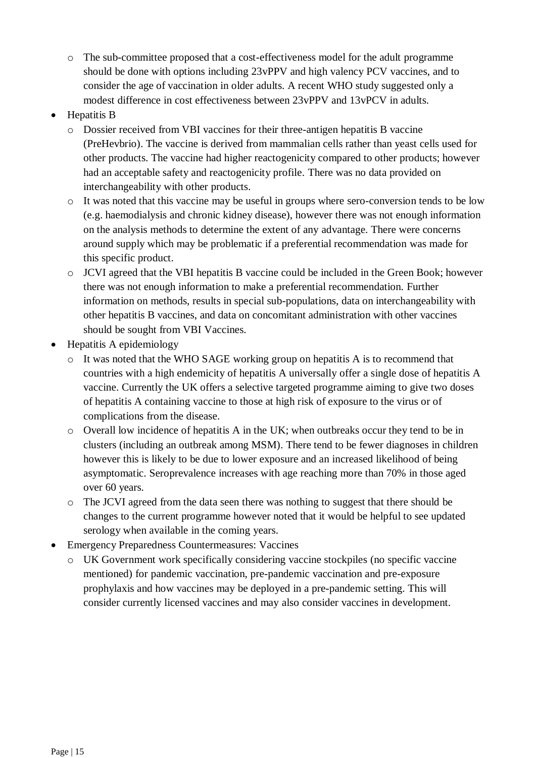- The sub-committee proposed that a cost-effectiveness model for the adult programme should be done with options including 23vPPV and high valency PCV vaccines, and to consider the age of vaccination in older adults. A recent WHO study suggested only a modest difference in cost effectiveness between 23vPPV and 13vPCV in adults.
- Hepatitis B
  - Dossier received from VBI vaccines for their three-antigen hepatitis B vaccine (PreHevbrio). The vaccine is derived from mammalian cells rather than yeast cells used for other products. The vaccine had higher reactogenicity compared to other products; however had an acceptable safety and reactogenicity profile. There was no data provided on interchangeability with other products.
  - It was noted that this vaccine may be useful in groups where sero-conversion tends to be low (e.g. haemodialysis and chronic kidney disease), however there was not enough information on the analysis methods to determine the extent of any advantage. There were concerns around supply which may be problematic if a preferential recommendation was made for this specific product.
  - JCVI agreed that the VBI hepatitis B vaccine could be included in the Green Book; however there was not enough information to make a preferential recommendation. Further information on methods, results in special sub-populations, data on interchangeability with other hepatitis B vaccines, and data on concomitant administration with other vaccines should be sought from VBI Vaccines.
- Hepatitis A epidemiology
  - It was noted that the WHO SAGE working group on hepatitis A is to recommend that countries with a high endemicity of hepatitis A universally offer a single dose of hepatitis A vaccine. Currently the UK offers a selective targeted programme aiming to give two doses of hepatitis A containing vaccine to those at high risk of exposure to the virus or of complications from the disease.
  - Overall low incidence of hepatitis A in the UK; when outbreaks occur they tend to be in clusters (including an outbreak among MSM). There tend to be fewer diagnoses in children however this is likely to be due to lower exposure and an increased likelihood of being asymptomatic. Seroprevalence increases with age reaching more than 70% in those aged over 60 years.
  - The JCVI agreed from the data seen there was nothing to suggest that there should be changes to the current programme however noted that it would be helpful to see updated serology when available in the coming years.
- Emergency Preparedness Countermeasures: Vaccines
  - UK Government work specifically considering vaccine stockpiles (no specific vaccine mentioned) for pandemic vaccination, pre-pandemic vaccination and pre-exposure prophylaxis and how vaccines may be deployed in a pre-pandemic setting. This will consider currently licensed vaccines and may also consider vaccines in development.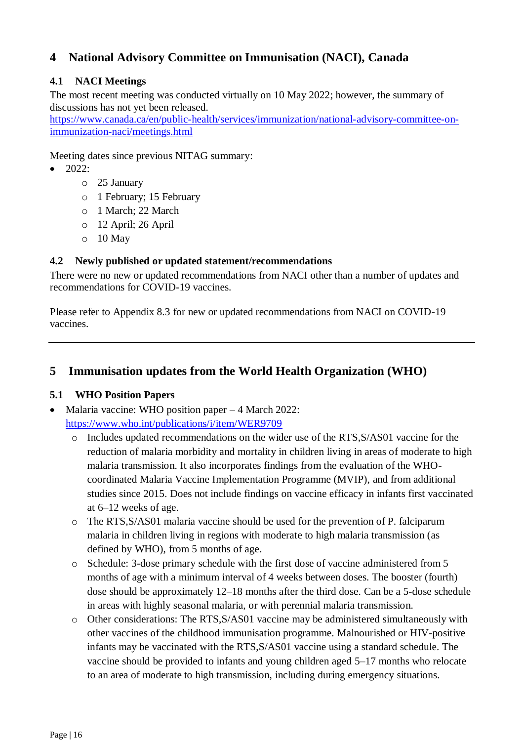## 4 National Advisory Committee on Immunisation (NACI), Canada

### 4.1 NACI Meetings

The most recent meeting was conducted virtually on 10 May 2022; however, the summary of discussions has not yet been released.
https://www.canada.ca/en/public-health/services/immunization/national-advisory-committee-on-immunization-naci/meetings.html

Meeting dates since previous NITAG summary:

- 2022:
  - 25 January
  - 1 February; 15 February
  - 1 March; 22 March
  - 12 April; 26 April
  - 10 May

### 4.2 Newly published or updated statement/recommendations

There were no new or updated recommendations from NACI other than a number of updates and recommendations for COVID-19 vaccines.

Please refer to Appendix 8.3 for new or updated recommendations from NACI on COVID-19 vaccines.

---

## 5 Immunisation updates from the World Health Organization (WHO)

### 5.1 WHO Position Papers

- Malaria vaccine: WHO position paper – 4 March 2022: https://www.who.int/publications/i/item/WER9709
  - Includes updated recommendations on the wider use of the RTS,S/AS01 vaccine for the reduction of malaria morbidity and mortality in children living in areas of moderate to high malaria transmission. It also incorporates findings from the evaluation of the WHO-coordinated Malaria Vaccine Implementation Programme (MVIP), and from additional studies since 2015. Does not include findings on vaccine efficacy in infants first vaccinated at 6–12 weeks of age.
  - The RTS,S/AS01 malaria vaccine should be used for the prevention of P. falciparum malaria in children living in regions with moderate to high malaria transmission (as defined by WHO), from 5 months of age.
  - Schedule: 3-dose primary schedule with the first dose of vaccine administered from 5 months of age with a minimum interval of 4 weeks between doses. The booster (fourth) dose should be approximately 12–18 months after the third dose. Can be a 5-dose schedule in areas with highly seasonal malaria, or with perennial malaria transmission.
  - Other considerations: The RTS,S/AS01 vaccine may be administered simultaneously with other vaccines of the childhood immunisation programme. Malnourished or HIV-positive infants may be vaccinated with the RTS,S/AS01 vaccine using a standard schedule. The vaccine should be provided to infants and young children aged 5–17 months who relocate to an area of moderate to high transmission, including during emergency situations.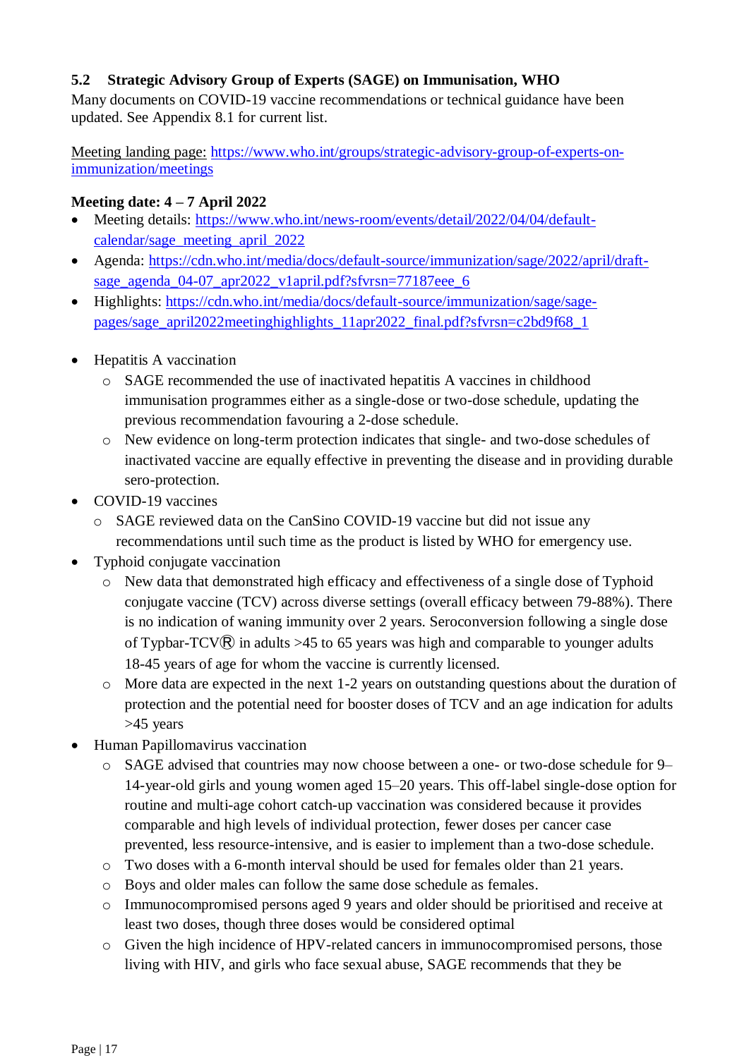## 5.2 Strategic Advisory Group of Experts (SAGE) on Immunisation, WHO

Many documents on COVID-19 vaccine recommendations or technical guidance have been updated. See Appendix 8.1 for current list.

Meeting landing page: https://www.who.int/groups/strategic-advisory-group-of-experts-on-immunization/meetings

**Meeting date: 4 – 7 April 2022**

- Meeting details: https://www.who.int/news-room/events/detail/2022/04/04/default-calendar/sage_meeting_april_2022
- Agenda: https://cdn.who.int/media/docs/default-source/immunization/sage/2022/april/draft-sage_agenda_04-07_apr2022_v1april.pdf?sfvrsn=77187eee_6
- Highlights: https://cdn.who.int/media/docs/default-source/immunization/sage/sage-pages/sage_april2022meetinghighlights_11apr2022_final.pdf?sfvrsn=c2bd9f68_1

- Hepatitis A vaccination
  - SAGE recommended the use of inactivated hepatitis A vaccines in childhood immunisation programmes either as a single-dose or two-dose schedule, updating the previous recommendation favouring a 2-dose schedule.
  - New evidence on long-term protection indicates that single- and two-dose schedules of inactivated vaccine are equally effective in preventing the disease and in providing durable sero-protection.
- COVID-19 vaccines
  - SAGE reviewed data on the CanSino COVID-19 vaccine but did not issue any recommendations until such time as the product is listed by WHO for emergency use.
- Typhoid conjugate vaccination
  - New data that demonstrated high efficacy and effectiveness of a single dose of Typhoid conjugate vaccine (TCV) across diverse settings (overall efficacy between 79-88%). There is no indication of waning immunity over 2 years. Seroconversion following a single dose of Typbar-TCV® in adults >45 to 65 years was high and comparable to younger adults 18-45 years of age for whom the vaccine is currently licensed.
  - More data are expected in the next 1-2 years on outstanding questions about the duration of protection and the potential need for booster doses of TCV and an age indication for adults >45 years
- Human Papillomavirus vaccination
  - SAGE advised that countries may now choose between a one- or two-dose schedule for 9–14-year-old girls and young women aged 15–20 years. This off-label single-dose option for routine and multi-age cohort catch-up vaccination was considered because it provides comparable and high levels of individual protection, fewer doses per cancer case prevented, less resource-intensive, and is easier to implement than a two-dose schedule.
  - Two doses with a 6-month interval should be used for females older than 21 years.
  - Boys and older males can follow the same dose schedule as females.
  - Immunocompromised persons aged 9 years and older should be prioritised and receive at least two doses, though three doses would be considered optimal
  - Given the high incidence of HPV-related cancers in immunocompromised persons, those living with HIV, and girls who face sexual abuse, SAGE recommends that they be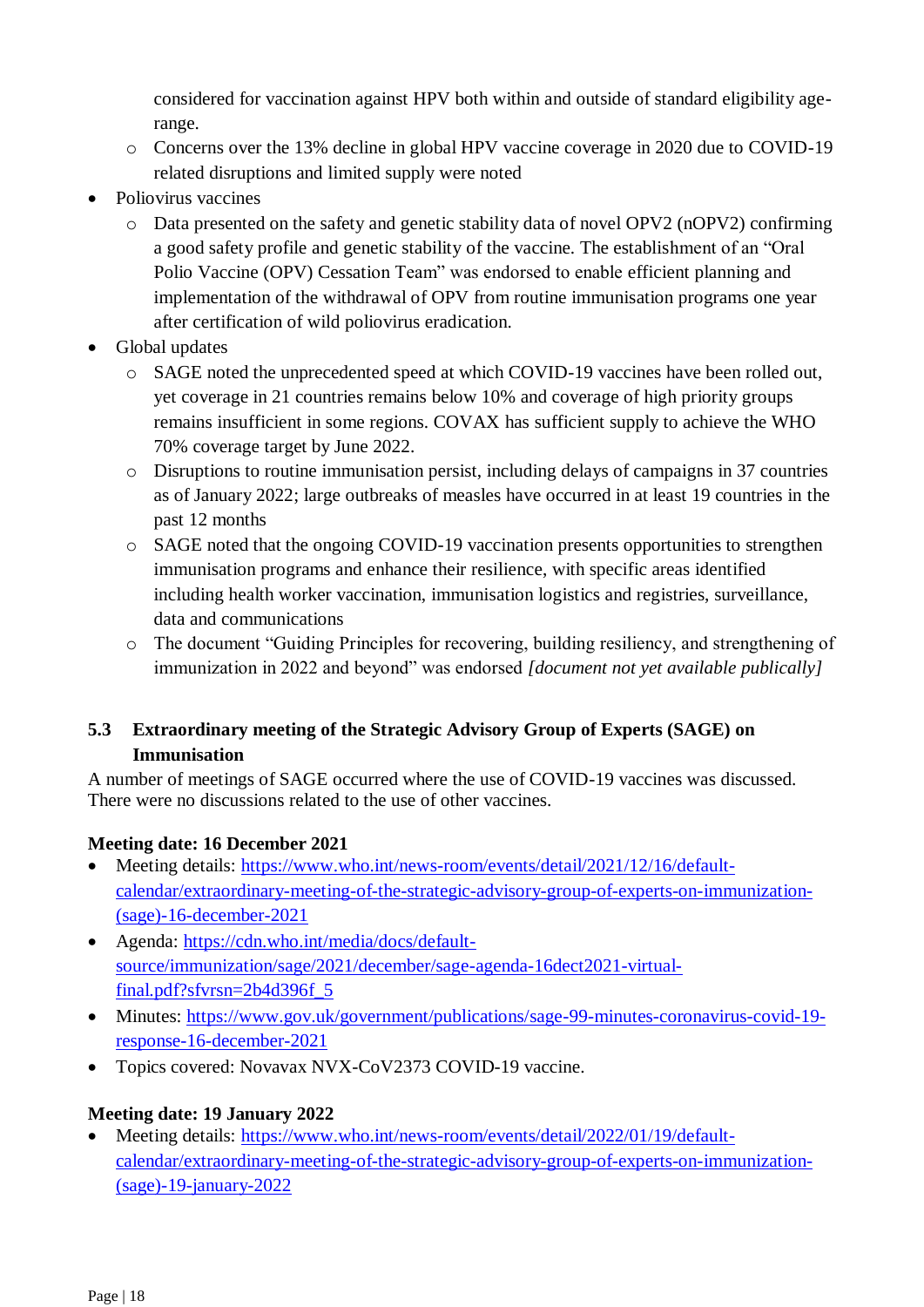- considered for vaccination against HPV both within and outside of standard eligibility age-range.
    - Concerns over the 13% decline in global HPV vaccine coverage in 2020 due to COVID-19 related disruptions and limited supply were noted
- Poliovirus vaccines
    - Data presented on the safety and genetic stability data of novel OPV2 (nOPV2) confirming a good safety profile and genetic stability of the vaccine. The establishment of an "Oral Polio Vaccine (OPV) Cessation Team" was endorsed to enable efficient planning and implementation of the withdrawal of OPV from routine immunisation programs one year after certification of wild poliovirus eradication.
- Global updates
    - SAGE noted the unprecedented speed at which COVID-19 vaccines have been rolled out, yet coverage in 21 countries remains below 10% and coverage of high priority groups remains insufficient in some regions. COVAX has sufficient supply to achieve the WHO 70% coverage target by June 2022.
    - Disruptions to routine immunisation persist, including delays of campaigns in 37 countries as of January 2022; large outbreaks of measles have occurred in at least 19 countries in the past 12 months
    - SAGE noted that the ongoing COVID-19 vaccination presents opportunities to strengthen immunisation programs and enhance their resilience, with specific areas identified including health worker vaccination, immunisation logistics and registries, surveillance, data and communications
    - The document "Guiding Principles for recovering, building resiliency, and strengthening of immunization in 2022 and beyond" was endorsed *[document not yet available publicly]*

### 5.3 Extraordinary meeting of the Strategic Advisory Group of Experts (SAGE) on Immunisation

A number of meetings of SAGE occurred where the use of COVID-19 vaccines was discussed. There were no discussions related to the use of other vaccines.

**Meeting date: 16 December 2021**

- Meeting details: https://www.who.int/news-room/events/detail/2021/12/16/default-calendar/extraordinary-meeting-of-the-strategic-advisory-group-of-experts-on-immunization-(sage)-16-december-2021
- Agenda: https://cdn.who.int/media/docs/default-source/immunization/sage/2021/december/sage-agenda-16dect2021-virtual-final.pdf?sfvrsn=2b4d396f_5
- Minutes: https://www.gov.uk/government/publications/sage-99-minutes-coronavirus-covid-19-response-16-december-2021
- Topics covered: Novavax NVX-CoV2373 COVID-19 vaccine.

**Meeting date: 19 January 2022**

- Meeting details: https://www.who.int/news-room/events/detail/2022/01/19/default-calendar/extraordinary-meeting-of-the-strategic-advisory-group-of-experts-on-immunization-(sage)-19-january-2022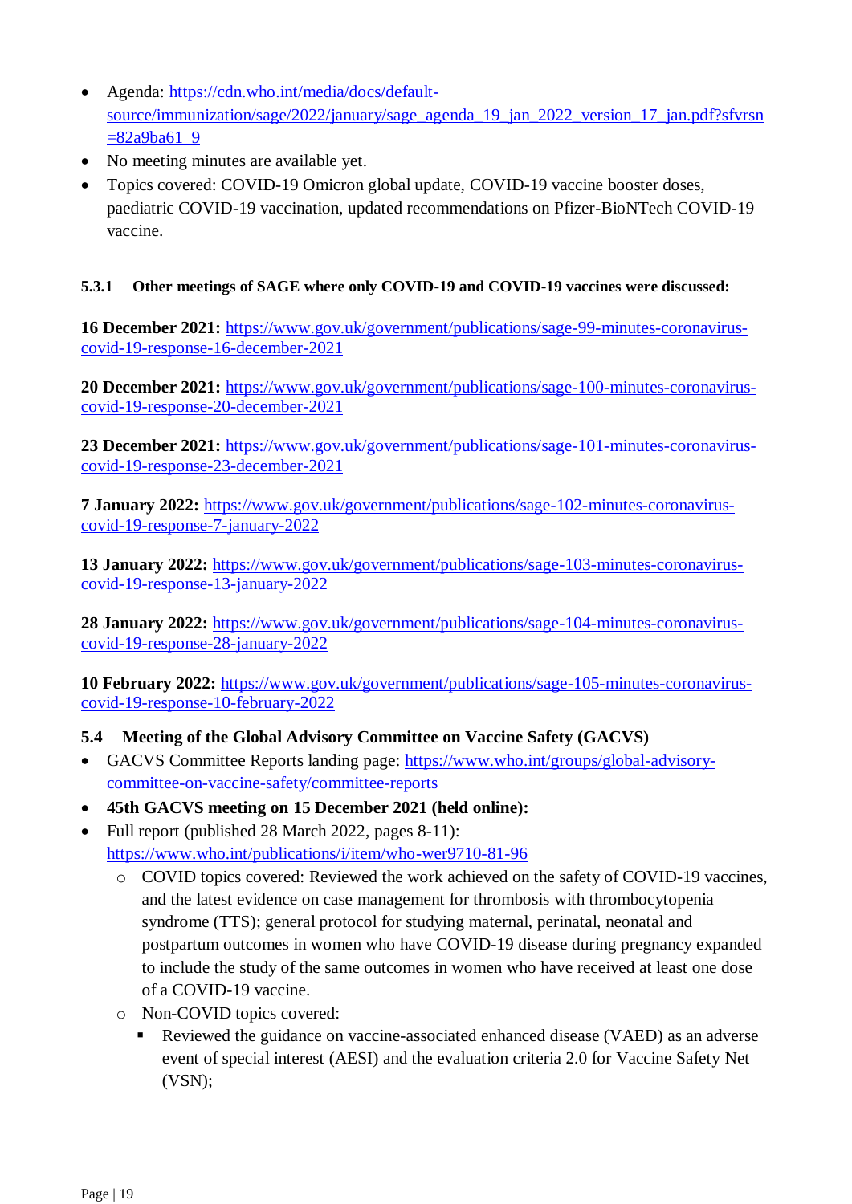- Agenda: https://cdn.who.int/media/docs/default-source/immunization/sage/2022/january/sage_agenda_19_jan_2022_version_17_jan.pdf?sfvrsn=82a9ba61_9
- No meeting minutes are available yet.
- Topics covered: COVID-19 Omicron global update, COVID-19 vaccine booster doses, paediatric COVID-19 vaccination, updated recommendations on Pfizer-BioNTech COVID-19 vaccine.

#### 5.3.1 Other meetings of SAGE where only COVID-19 and COVID-19 vaccines were discussed:

**16 December 2021:** https://www.gov.uk/government/publications/sage-99-minutes-coronavirus-covid-19-response-16-december-2021

**20 December 2021:** https://www.gov.uk/government/publications/sage-100-minutes-coronavirus-covid-19-response-20-december-2021

**23 December 2021:** https://www.gov.uk/government/publications/sage-101-minutes-coronavirus-covid-19-response-23-december-2021

**7 January 2022:** https://www.gov.uk/government/publications/sage-102-minutes-coronavirus-covid-19-response-7-january-2022

**13 January 2022:** https://www.gov.uk/government/publications/sage-103-minutes-coronavirus-covid-19-response-13-january-2022

**28 January 2022:** https://www.gov.uk/government/publications/sage-104-minutes-coronavirus-covid-19-response-28-january-2022

**10 February 2022:** https://www.gov.uk/government/publications/sage-105-minutes-coronavirus-covid-19-response-10-february-2022

### 5.4 Meeting of the Global Advisory Committee on Vaccine Safety (GACVS)

- GACVS Committee Reports landing page: https://www.who.int/groups/global-advisory-committee-on-vaccine-safety/committee-reports
- **45th GACVS meeting on 15 December 2021 (held online):**
- Full report (published 28 March 2022, pages 8-11): https://www.who.int/publications/i/item/who-wer9710-81-96
    - COVID topics covered: Reviewed the work achieved on the safety of COVID-19 vaccines, and the latest evidence on case management for thrombosis with thrombocytopenia syndrome (TTS); general protocol for studying maternal, perinatal, neonatal and postpartum outcomes in women who have COVID-19 disease during pregnancy expanded to include the study of the same outcomes in women who have received at least one dose of a COVID-19 vaccine.
    - Non-COVID topics covered:
        - Reviewed the guidance on vaccine-associated enhanced disease (VAED) as an adverse event of special interest (AESI) and the evaluation criteria 2.0 for Vaccine Safety Net (VSN);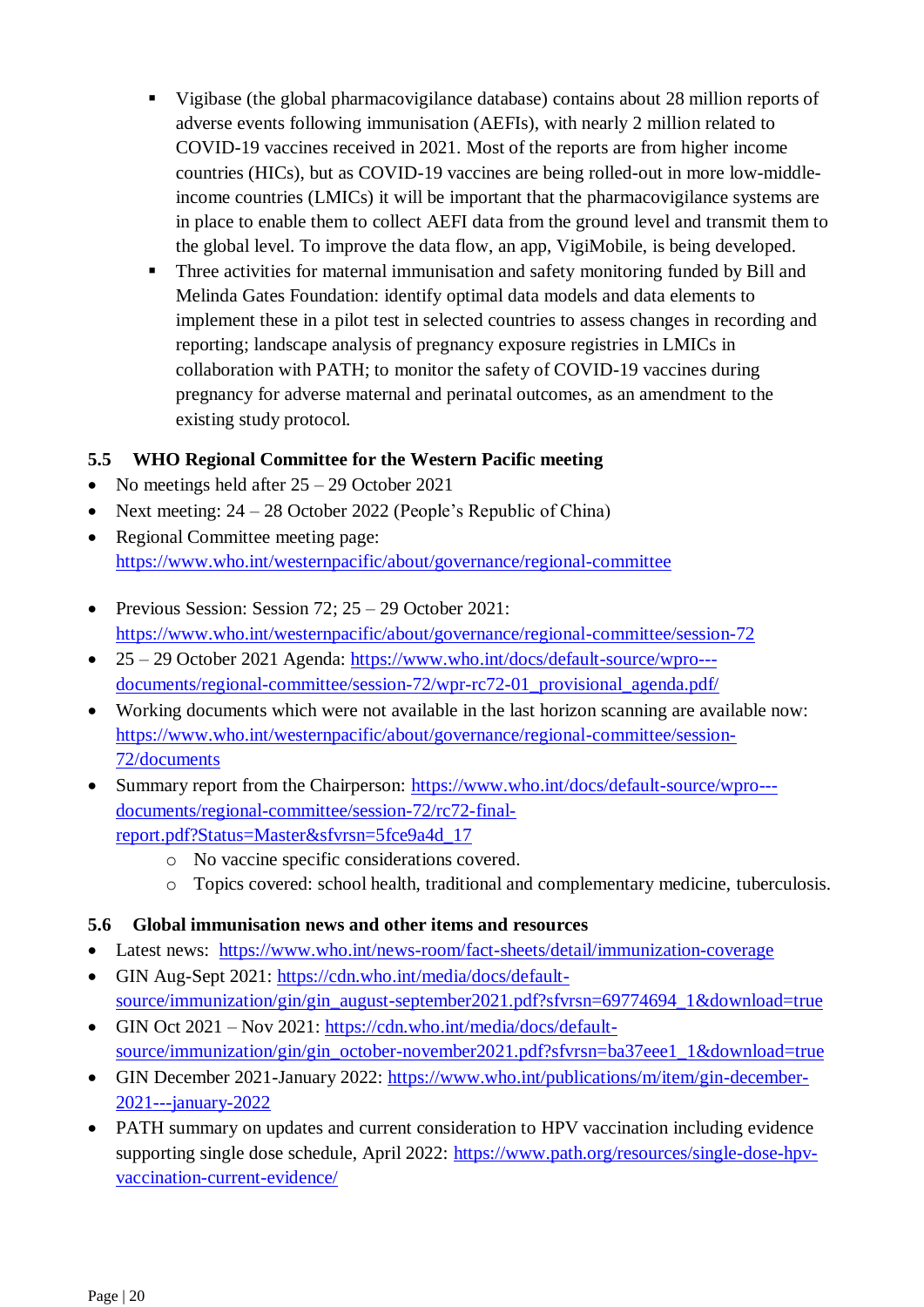- Vigibase (the global pharmacovigilance database) contains about 28 million reports of adverse events following immunisation (AEFIs), with nearly 2 million related to COVID-19 vaccines received in 2021. Most of the reports are from higher income countries (HICs), but as COVID-19 vaccines are being rolled-out in more low-middle-income countries (LMICs) it will be important that the pharmacovigilance systems are in place to enable them to collect AEFI data from the ground level and transmit them to the global level. To improve the data flow, an app, VigiMobile, is being developed.
- Three activities for maternal immunisation and safety monitoring funded by Bill and Melinda Gates Foundation: identify optimal data models and data elements to implement these in a pilot test in selected countries to assess changes in recording and reporting; landscape analysis of pregnancy exposure registries in LMICs in collaboration with PATH; to monitor the safety of COVID-19 vaccines during pregnancy for adverse maternal and perinatal outcomes, as an amendment to the existing study protocol.

### 5.5 WHO Regional Committee for the Western Pacific meeting

- No meetings held after 25 – 29 October 2021
- Next meeting: 24 – 28 October 2022 (People's Republic of China)
- Regional Committee meeting page: https://www.who.int/westernpacific/about/governance/regional-committee

- Previous Session: Session 72; 25 – 29 October 2021: https://www.who.int/westernpacific/about/governance/regional-committee/session-72
- 25 – 29 October 2021 Agenda: https://www.who.int/docs/default-source/wpro---documents/regional-committee/session-72/wpr-rc72-01_provisional_agenda.pdf/
- Working documents which were not available in the last horizon scanning are available now: https://www.who.int/westernpacific/about/governance/regional-committee/session-72/documents
- Summary report from the Chairperson: https://www.who.int/docs/default-source/wpro---documents/regional-committee/session-72/rc72-final-report.pdf?Status=Master&sfvrsn=5fce9a4d_17
  - No vaccine specific considerations covered.
  - Topics covered: school health, traditional and complementary medicine, tuberculosis.

### 5.6 Global immunisation news and other items and resources

- Latest news: https://www.who.int/news-room/fact-sheets/detail/immunization-coverage
- GIN Aug-Sept 2021: https://cdn.who.int/media/docs/default-source/immunization/gin/gin_august-september2021.pdf?sfvrsn=69774694_1&download=true
- GIN Oct 2021 – Nov 2021: https://cdn.who.int/media/docs/default-source/immunization/gin/gin_october-november2021.pdf?sfvrsn=ba37eee1_1&download=true
- GIN December 2021-January 2022: https://www.who.int/publications/m/item/gin-december-2021---january-2022
- PATH summary on updates and current consideration to HPV vaccination including evidence supporting single dose schedule, April 2022: https://www.path.org/resources/single-dose-hpv-vaccination-current-evidence/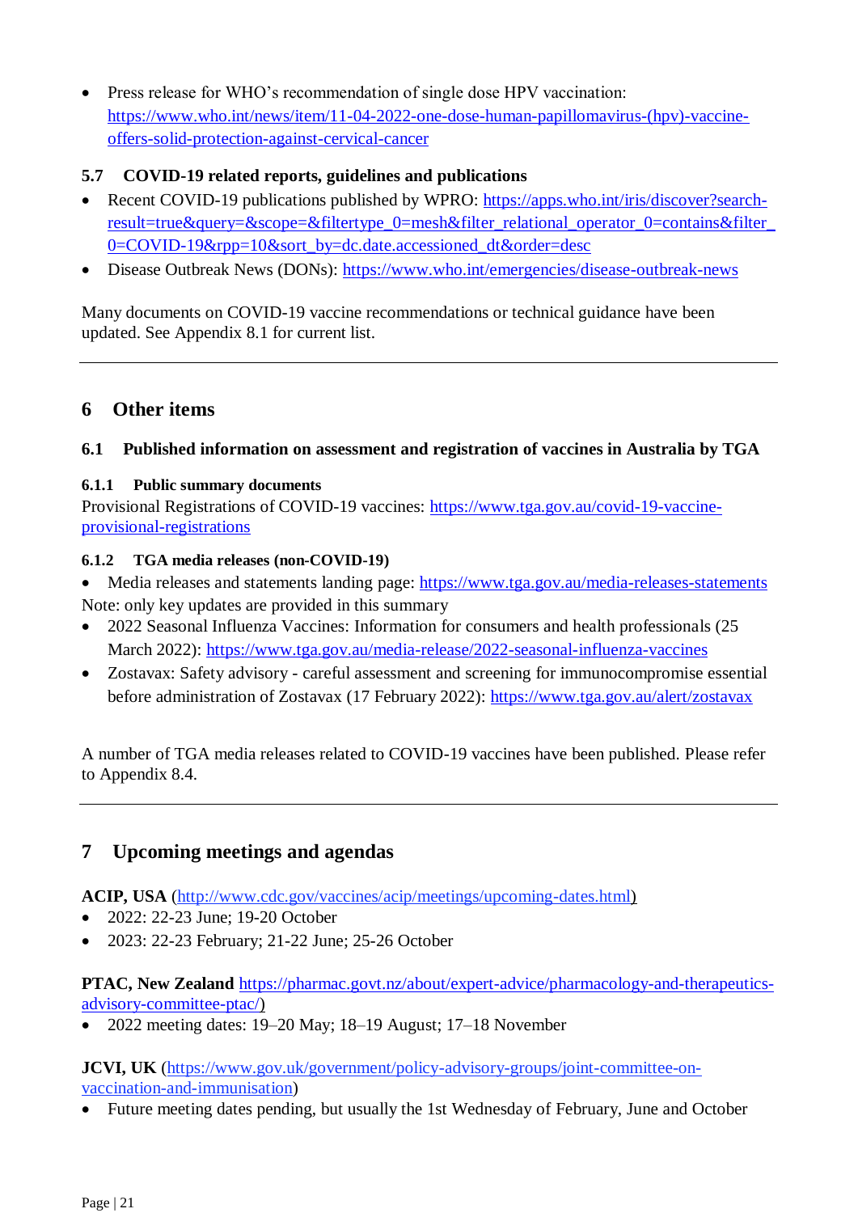- Press release for WHO's recommendation of single dose HPV vaccination: https://www.who.int/news/item/11-04-2022-one-dose-human-papillomavirus-(hpv)-vaccine-offers-solid-protection-against-cervical-cancer

### 5.7 COVID-19 related reports, guidelines and publications

- Recent COVID-19 publications published by WPRO: https://apps.who.int/iris/discover?search-result=true&query=&scope=&filtertype_0=mesh&filter_relational_operator_0=contains&filter_0=COVID-19&rpp=10&sort_by=dc.date.accessioned_dt&order=desc
- Disease Outbreak News (DONs): https://www.who.int/emergencies/disease-outbreak-news

Many documents on COVID-19 vaccine recommendations or technical guidance have been updated. See Appendix 8.1 for current list.

---

## 6 Other items

### 6.1 Published information on assessment and registration of vaccines in Australia by TGA

#### 6.1.1 Public summary documents

Provisional Registrations of COVID-19 vaccines: https://www.tga.gov.au/covid-19-vaccine-provisional-registrations

#### 6.1.2 TGA media releases (non-COVID-19)

- Media releases and statements landing page: https://www.tga.gov.au/media-releases-statements

Note: only key updates are provided in this summary

- 2022 Seasonal Influenza Vaccines: Information for consumers and health professionals (25 March 2022): https://www.tga.gov.au/media-release/2022-seasonal-influenza-vaccines
- Zostavax: Safety advisory - careful assessment and screening for immunocompromise essential before administration of Zostavax (17 February 2022): https://www.tga.gov.au/alert/zostavax

A number of TGA media releases related to COVID-19 vaccines have been published. Please refer to Appendix 8.4.

---

## 7 Upcoming meetings and agendas

**ACIP, USA** (http://www.cdc.gov/vaccines/acip/meetings/upcoming-dates.html)

- 2022: 22-23 June; 19-20 October
- 2023: 22-23 February; 21-22 June; 25-26 October

**PTAC, New Zealand** https://pharmac.govt.nz/about/expert-advice/pharmacology-and-therapeutics-advisory-committee-ptac/)

- 2022 meeting dates: 19–20 May; 18–19 August; 17–18 November

**JCVI, UK** (https://www.gov.uk/government/policy-advisory-groups/joint-committee-on-vaccination-and-immunisation)

- Future meeting dates pending, but usually the 1st Wednesday of February, June and October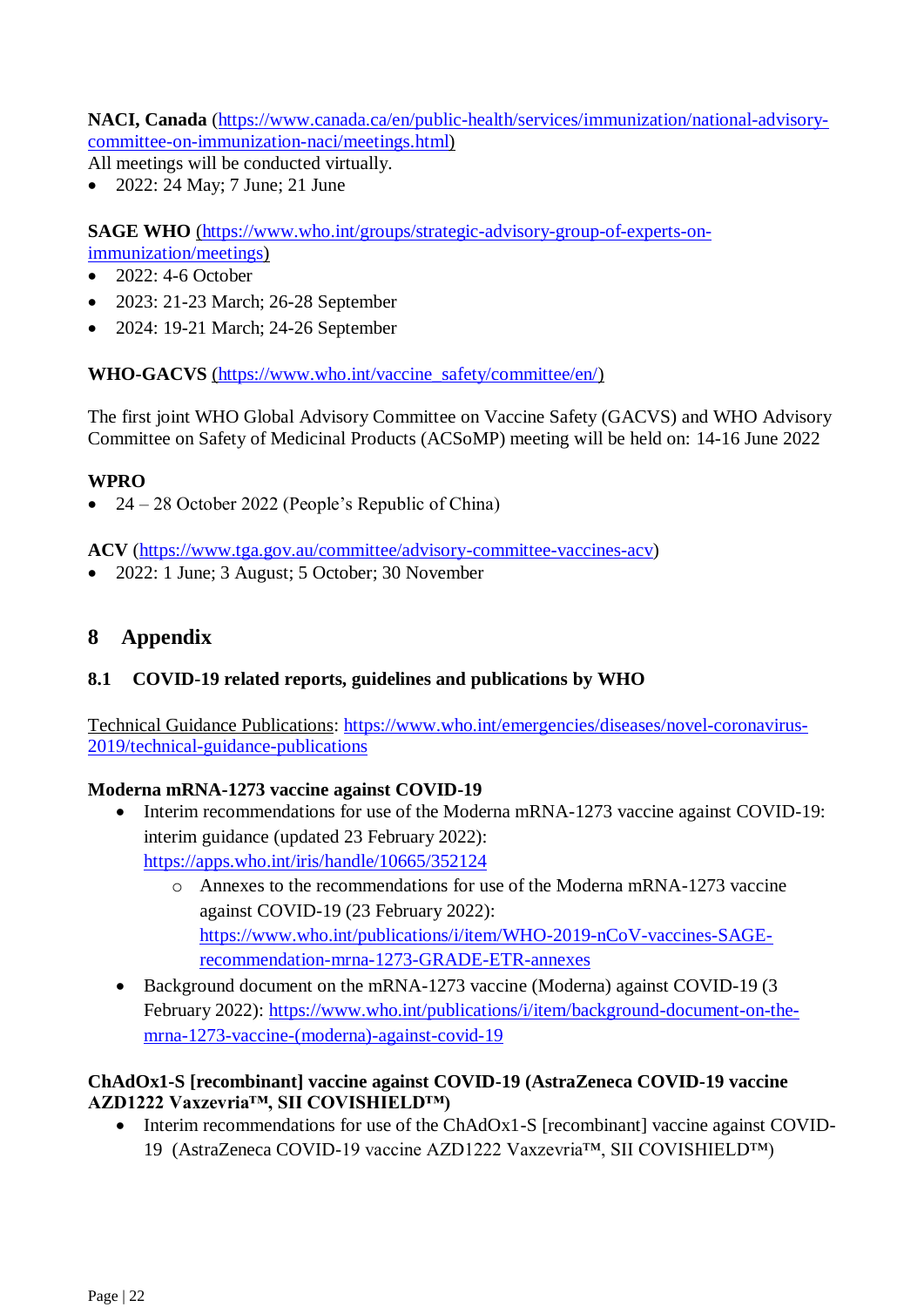**NACI, Canada** ([https://www.canada.ca/en/public-health/services/immunization/national-advisory-committee-on-immunization-naci/meetings.html](https://www.canada.ca/en/public-health/services/immunization/national-advisory-committee-on-immunization-naci/meetings.html))
All meetings will be conducted virtually.

- 2022: 24 May; 7 June; 21 June

**SAGE WHO** ([https://www.who.int/groups/strategic-advisory-group-of-experts-on-immunization/meetings](https://www.who.int/groups/strategic-advisory-group-of-experts-on-immunization/meetings))

- 2022: 4-6 October
- 2023: 21-23 March; 26-28 September
- 2024: 19-21 March; 24-26 September

**WHO-GACVS** ([https://www.who.int/vaccine_safety/committee/en/](https://www.who.int/vaccine_safety/committee/en/))

The first joint WHO Global Advisory Committee on Vaccine Safety (GACVS) and WHO Advisory Committee on Safety of Medicinal Products (ACSoMP) meeting will be held on: 14-16 June 2022

**WPRO**

- 24 – 28 October 2022 (People's Republic of China)

**ACV** ([https://www.tga.gov.au/committee/advisory-committee-vaccines-acv](https://www.tga.gov.au/committee/advisory-committee-vaccines-acv))

- 2022: 1 June; 3 August; 5 October; 30 November

# 8 Appendix

## 8.1 COVID-19 related reports, guidelines and publications by WHO

Technical Guidance Publications: [https://www.who.int/emergencies/diseases/novel-coronavirus-2019/technical-guidance-publications](https://www.who.int/emergencies/diseases/novel-coronavirus-2019/technical-guidance-publications)

**Moderna mRNA-1273 vaccine against COVID-19**

- Interim recommendations for use of the Moderna mRNA-1273 vaccine against COVID-19: interim guidance (updated 23 February 2022): [https://apps.who.int/iris/handle/10665/352124](https://apps.who.int/iris/handle/10665/352124)
  - Annexes to the recommendations for use of the Moderna mRNA-1273 vaccine against COVID-19 (23 February 2022): [https://www.who.int/publications/i/item/WHO-2019-nCoV-vaccines-SAGE-recommendation-mrna-1273-GRADE-ETR-annexes](https://www.who.int/publications/i/item/WHO-2019-nCoV-vaccines-SAGE-recommendation-mrna-1273-GRADE-ETR-annexes)
- Background document on the mRNA-1273 vaccine (Moderna) against COVID-19 (3 February 2022): [https://www.who.int/publications/i/item/background-document-on-the-mrna-1273-vaccine-(moderna)-against-covid-19](https://www.who.int/publications/i/item/background-document-on-the-mrna-1273-vaccine-(moderna)-against-covid-19)

**ChAdOx1-S [recombinant] vaccine against COVID-19 (AstraZeneca COVID-19 vaccine AZD1222 Vaxzevria™, SII COVISHIELD™)**

- Interim recommendations for use of the ChAdOx1-S [recombinant] vaccine against COVID-19 (AstraZeneca COVID-19 vaccine AZD1222 Vaxzevria™, SII COVISHIELD™)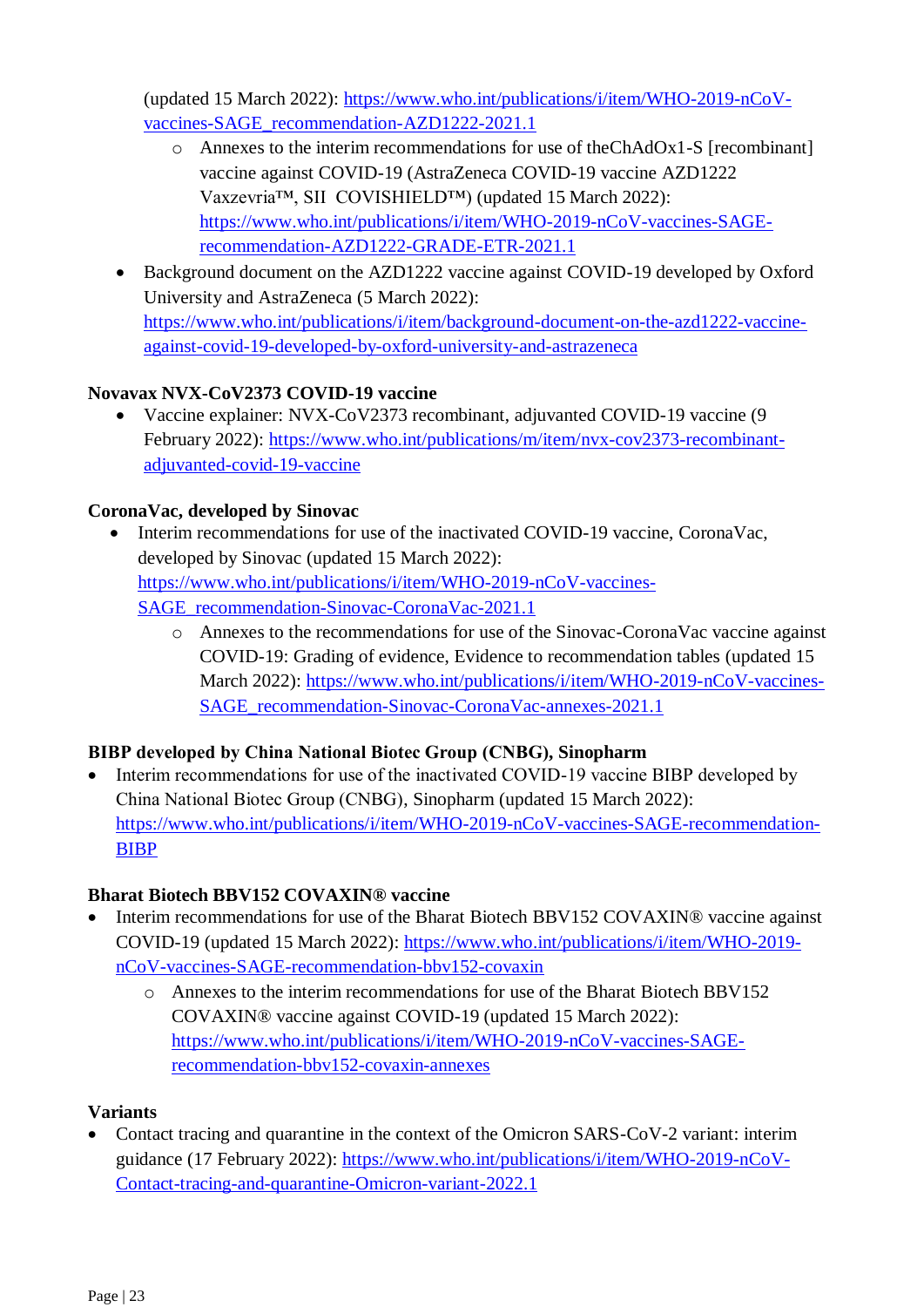(updated 15 March 2022): https://www.who.int/publications/i/item/WHO-2019-nCoV-vaccines-SAGE_recommendation-AZD1222-2021.1
    - Annexes to the interim recommendations for use of theChAdOx1-S [recombinant] vaccine against COVID-19 (AstraZeneca COVID-19 vaccine AZD1222 Vaxzevria™, SII COVISHIELD™) (updated 15 March 2022): https://www.who.int/publications/i/item/WHO-2019-nCoV-vaccines-SAGE-recommendation-AZD1222-GRADE-ETR-2021.1
- Background document on the AZD1222 vaccine against COVID-19 developed by Oxford University and AstraZeneca (5 March 2022): https://www.who.int/publications/i/item/background-document-on-the-azd1222-vaccine-against-covid-19-developed-by-oxford-university-and-astrazeneca

**Novavax NVX-CoV2373 COVID-19 vaccine**

- Vaccine explainer: NVX-CoV2373 recombinant, adjuvanted COVID-19 vaccine (9 February 2022): https://www.who.int/publications/m/item/nvx-cov2373-recombinant-adjuvanted-covid-19-vaccine

**CoronaVac, developed by Sinovac**

- Interim recommendations for use of the inactivated COVID-19 vaccine, CoronaVac, developed by Sinovac (updated 15 March 2022): https://www.who.int/publications/i/item/WHO-2019-nCoV-vaccines-SAGE_recommendation-Sinovac-CoronaVac-2021.1
    - Annexes to the recommendations for use of the Sinovac-CoronaVac vaccine against COVID-19: Grading of evidence, Evidence to recommendation tables (updated 15 March 2022): https://www.who.int/publications/i/item/WHO-2019-nCoV-vaccines-SAGE_recommendation-Sinovac-CoronaVac-annexes-2021.1

**BIBP developed by China National Biotec Group (CNBG), Sinopharm**

- Interim recommendations for use of the inactivated COVID-19 vaccine BIBP developed by China National Biotec Group (CNBG), Sinopharm (updated 15 March 2022): https://www.who.int/publications/i/item/WHO-2019-nCoV-vaccines-SAGE-recommendation-BIBP

**Bharat Biotech BBV152 COVAXIN® vaccine**

- Interim recommendations for use of the Bharat Biotech BBV152 COVAXIN® vaccine against COVID-19 (updated 15 March 2022): https://www.who.int/publications/i/item/WHO-2019-nCoV-vaccines-SAGE-recommendation-bbv152-covaxin
    - Annexes to the interim recommendations for use of the Bharat Biotech BBV152 COVAXIN® vaccine against COVID-19 (updated 15 March 2022): https://www.who.int/publications/i/item/WHO-2019-nCoV-vaccines-SAGE-recommendation-bbv152-covaxin-annexes

**Variants**

- Contact tracing and quarantine in the context of the Omicron SARS-CoV-2 variant: interim guidance (17 February 2022): https://www.who.int/publications/i/item/WHO-2019-nCoV-Contact-tracing-and-quarantine-Omicron-variant-2022.1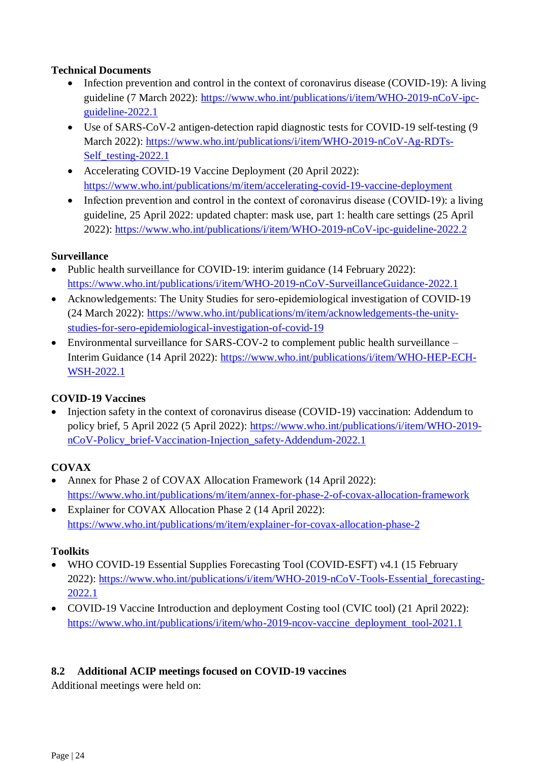**Technical Documents**

- Infection prevention and control in the context of coronavirus disease (COVID-19): A living guideline (7 March 2022): https://www.who.int/publications/i/item/WHO-2019-nCoV-ipc-guideline-2022.1
- Use of SARS-CoV-2 antigen-detection rapid diagnostic tests for COVID-19 self-testing (9 March 2022): https://www.who.int/publications/i/item/WHO-2019-nCoV-Ag-RDTs-Self_testing-2022.1
- Accelerating COVID-19 Vaccine Deployment (20 April 2022): https://www.who.int/publications/m/item/accelerating-covid-19-vaccine-deployment
- Infection prevention and control in the context of coronavirus disease (COVID-19): a living guideline, 25 April 2022: updated chapter: mask use, part 1: health care settings (25 April 2022): https://www.who.int/publications/i/item/WHO-2019-nCoV-ipc-guideline-2022.2

**Surveillance**

- Public health surveillance for COVID-19: interim guidance (14 February 2022): https://www.who.int/publications/i/item/WHO-2019-nCoV-SurveillanceGuidance-2022.1
- Acknowledgements: The Unity Studies for sero-epidemiological investigation of COVID-19 (24 March 2022): https://www.who.int/publications/m/item/acknowledgements-the-unity-studies-for-sero-epidemiological-investigation-of-covid-19
- Environmental surveillance for SARS-COV-2 to complement public health surveillance – Interim Guidance (14 April 2022): https://www.who.int/publications/i/item/WHO-HEP-ECH-WSH-2022.1

**COVID-19 Vaccines**

- Injection safety in the context of coronavirus disease (COVID-19) vaccination: Addendum to policy brief, 5 April 2022 (5 April 2022): https://www.who.int/publications/i/item/WHO-2019-nCoV-Policy_brief-Vaccination-Injection_safety-Addendum-2022.1

**COVAX**

- Annex for Phase 2 of COVAX Allocation Framework (14 April 2022): https://www.who.int/publications/m/item/annex-for-phase-2-of-covax-allocation-framework
- Explainer for COVAX Allocation Phase 2 (14 April 2022): https://www.who.int/publications/m/item/explainer-for-covax-allocation-phase-2

**Toolkits**

- WHO COVID-19 Essential Supplies Forecasting Tool (COVID-ESFT) v4.1 (15 February 2022): https://www.who.int/publications/i/item/WHO-2019-nCoV-Tools-Essential_forecasting-2022.1
- COVID-19 Vaccine Introduction and deployment Costing tool (CVIC tool) (21 April 2022): https://www.who.int/publications/i/item/who-2019-ncov-vaccine_deployment_tool-2021.1

## 8.2 Additional ACIP meetings focused on COVID-19 vaccines

Additional meetings were held on: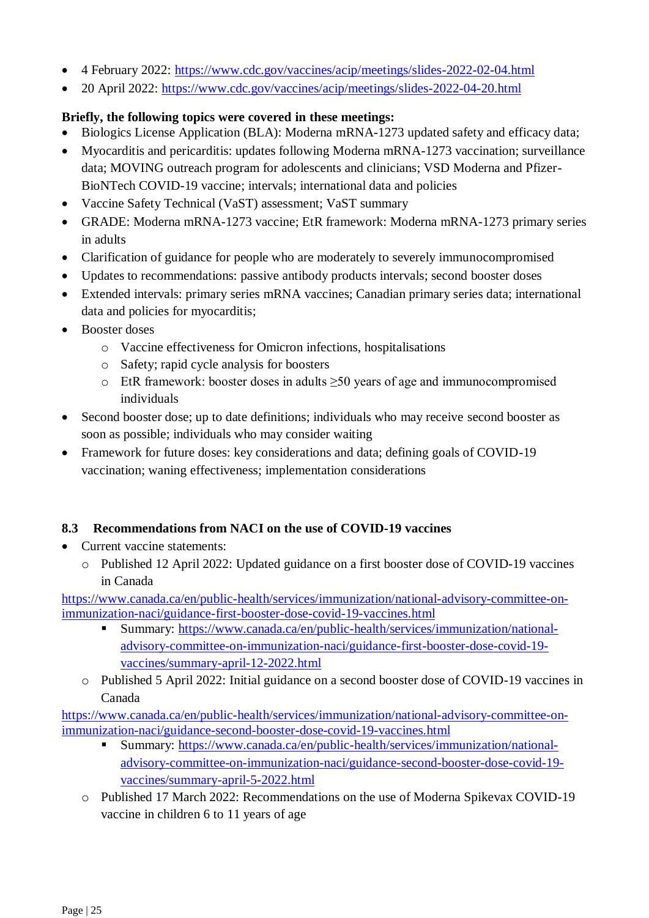- 4 February 2022: https://www.cdc.gov/vaccines/acip/meetings/slides-2022-02-04.html
- 20 April 2022: https://www.cdc.gov/vaccines/acip/meetings/slides-2022-04-20.html

**Briefly, the following topics were covered in these meetings:**

- Biologics License Application (BLA): Moderna mRNA-1273 updated safety and efficacy data;
- Myocarditis and pericarditis: updates following Moderna mRNA-1273 vaccination; surveillance data; MOVING outreach program for adolescents and clinicians; VSD Moderna and Pfizer-BioNTech COVID-19 vaccine; intervals; international data and policies
- Vaccine Safety Technical (VaST) assessment; VaST summary
- GRADE: Moderna mRNA-1273 vaccine; EtR framework: Moderna mRNA-1273 primary series in adults
- Clarification of guidance for people who are moderately to severely immunocompromised
- Updates to recommendations: passive antibody products intervals; second booster doses
- Extended intervals: primary series mRNA vaccines; Canadian primary series data; international data and policies for myocarditis;
- Booster doses
  - Vaccine effectiveness for Omicron infections, hospitalisations
  - Safety; rapid cycle analysis for boosters
  - EtR framework: booster doses in adults ≥50 years of age and immunocompromised individuals
- Second booster dose; up to date definitions; individuals who may receive second booster as soon as possible; individuals who may consider waiting
- Framework for future doses: key considerations and data; defining goals of COVID-19 vaccination; waning effectiveness; implementation considerations

### 8.3 Recommendations from NACI on the use of COVID-19 vaccines

- Current vaccine statements:
  - Published 12 April 2022: Updated guidance on a first booster dose of COVID-19 vaccines in Canada

https://www.canada.ca/en/public-health/services/immunization/national-advisory-committee-on-immunization-naci/guidance-first-booster-dose-covid-19-vaccines.html

    - Summary: https://www.canada.ca/en/public-health/services/immunization/national-advisory-committee-on-immunization-naci/guidance-first-booster-dose-covid-19-vaccines/summary-april-12-2022.html

  - Published 5 April 2022: Initial guidance on a second booster dose of COVID-19 vaccines in Canada

https://www.canada.ca/en/public-health/services/immunization/national-advisory-committee-on-immunization-naci/guidance-second-booster-dose-covid-19-vaccines.html

    - Summary: https://www.canada.ca/en/public-health/services/immunization/national-advisory-committee-on-immunization-naci/guidance-second-booster-dose-covid-19-vaccines/summary-april-5-2022.html

  - Published 17 March 2022: Recommendations on the use of Moderna Spikevax COVID-19 vaccine in children 6 to 11 years of age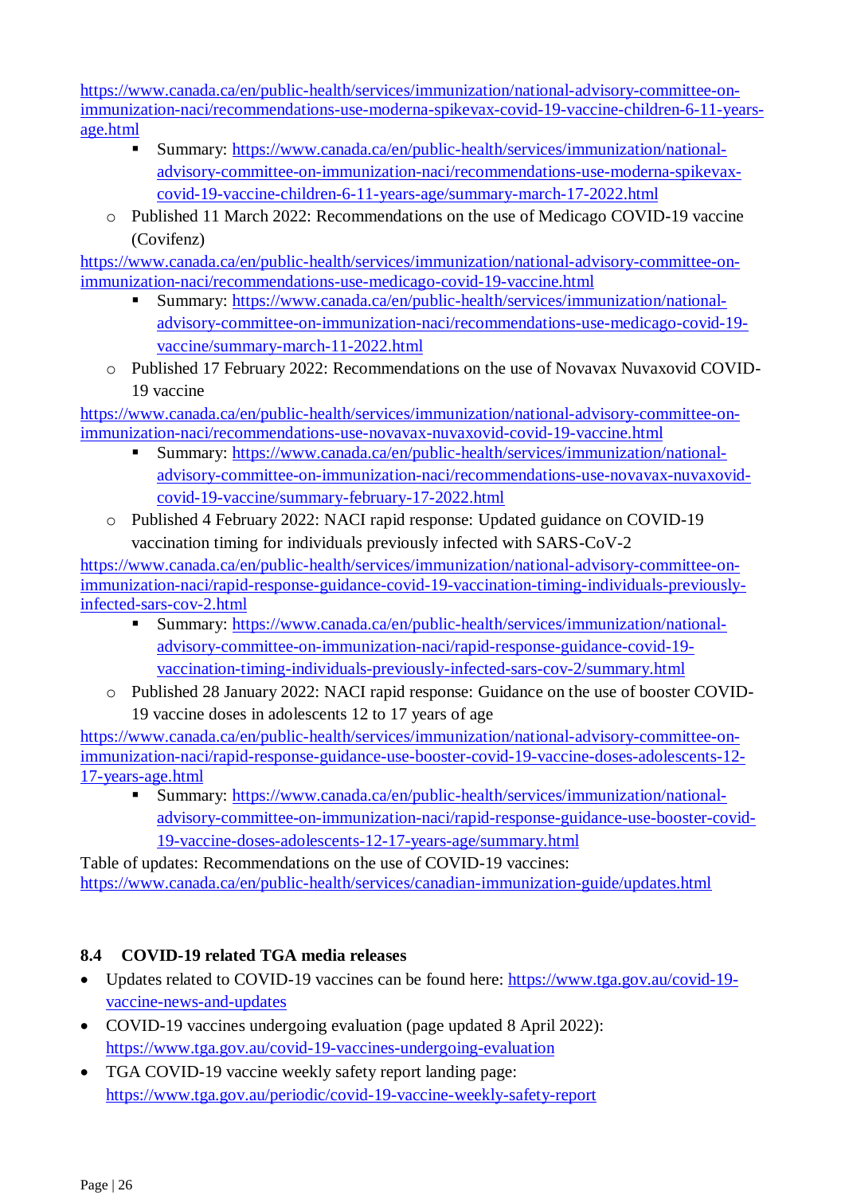https://www.canada.ca/en/public-health/services/immunization/national-advisory-committee-on-immunization-naci/recommendations-use-moderna-spikevax-covid-19-vaccine-children-6-11-years-age.html

    - Summary: https://www.canada.ca/en/public-health/services/immunization/national-advisory-committee-on-immunization-naci/recommendations-use-moderna-spikevax-covid-19-vaccine-children-6-11-years-age/summary-march-17-2022.html

- Published 11 March 2022: Recommendations on the use of Medicago COVID-19 vaccine (Covifenz)

https://www.canada.ca/en/public-health/services/immunization/national-advisory-committee-on-immunization-naci/recommendations-use-medicago-covid-19-vaccine.html

    - Summary: https://www.canada.ca/en/public-health/services/immunization/national-advisory-committee-on-immunization-naci/recommendations-use-medicago-covid-19-vaccine/summary-march-11-2022.html

- Published 17 February 2022: Recommendations on the use of Novavax Nuvaxovid COVID-19 vaccine

https://www.canada.ca/en/public-health/services/immunization/national-advisory-committee-on-immunization-naci/recommendations-use-novavax-nuvaxovid-covid-19-vaccine.html

    - Summary: https://www.canada.ca/en/public-health/services/immunization/national-advisory-committee-on-immunization-naci/recommendations-use-novavax-nuvaxovid-covid-19-vaccine/summary-february-17-2022.html

- Published 4 February 2022: NACI rapid response: Updated guidance on COVID-19 vaccination timing for individuals previously infected with SARS-CoV-2

https://www.canada.ca/en/public-health/services/immunization/national-advisory-committee-on-immunization-naci/rapid-response-guidance-covid-19-vaccination-timing-individuals-previously-infected-sars-cov-2.html

    - Summary: https://www.canada.ca/en/public-health/services/immunization/national-advisory-committee-on-immunization-naci/rapid-response-guidance-covid-19-vaccination-timing-individuals-previously-infected-sars-cov-2/summary.html

- Published 28 January 2022: NACI rapid response: Guidance on the use of booster COVID-19 vaccine doses in adolescents 12 to 17 years of age

https://www.canada.ca/en/public-health/services/immunization/national-advisory-committee-on-immunization-naci/rapid-response-guidance-use-booster-covid-19-vaccine-doses-adolescents-12-17-years-age.html

    - Summary: https://www.canada.ca/en/public-health/services/immunization/national-advisory-committee-on-immunization-naci/rapid-response-guidance-use-booster-covid-19-vaccine-doses-adolescents-12-17-years-age/summary.html

Table of updates: Recommendations on the use of COVID-19 vaccines: https://www.canada.ca/en/public-health/services/canadian-immunization-guide/updates.html

## 8.4 COVID-19 related TGA media releases

- Updates related to COVID-19 vaccines can be found here: https://www.tga.gov.au/covid-19-vaccine-news-and-updates
- COVID-19 vaccines undergoing evaluation (page updated 8 April 2022): https://www.tga.gov.au/covid-19-vaccines-undergoing-evaluation
- TGA COVID-19 vaccine weekly safety report landing page: https://www.tga.gov.au/periodic/covid-19-vaccine-weekly-safety-report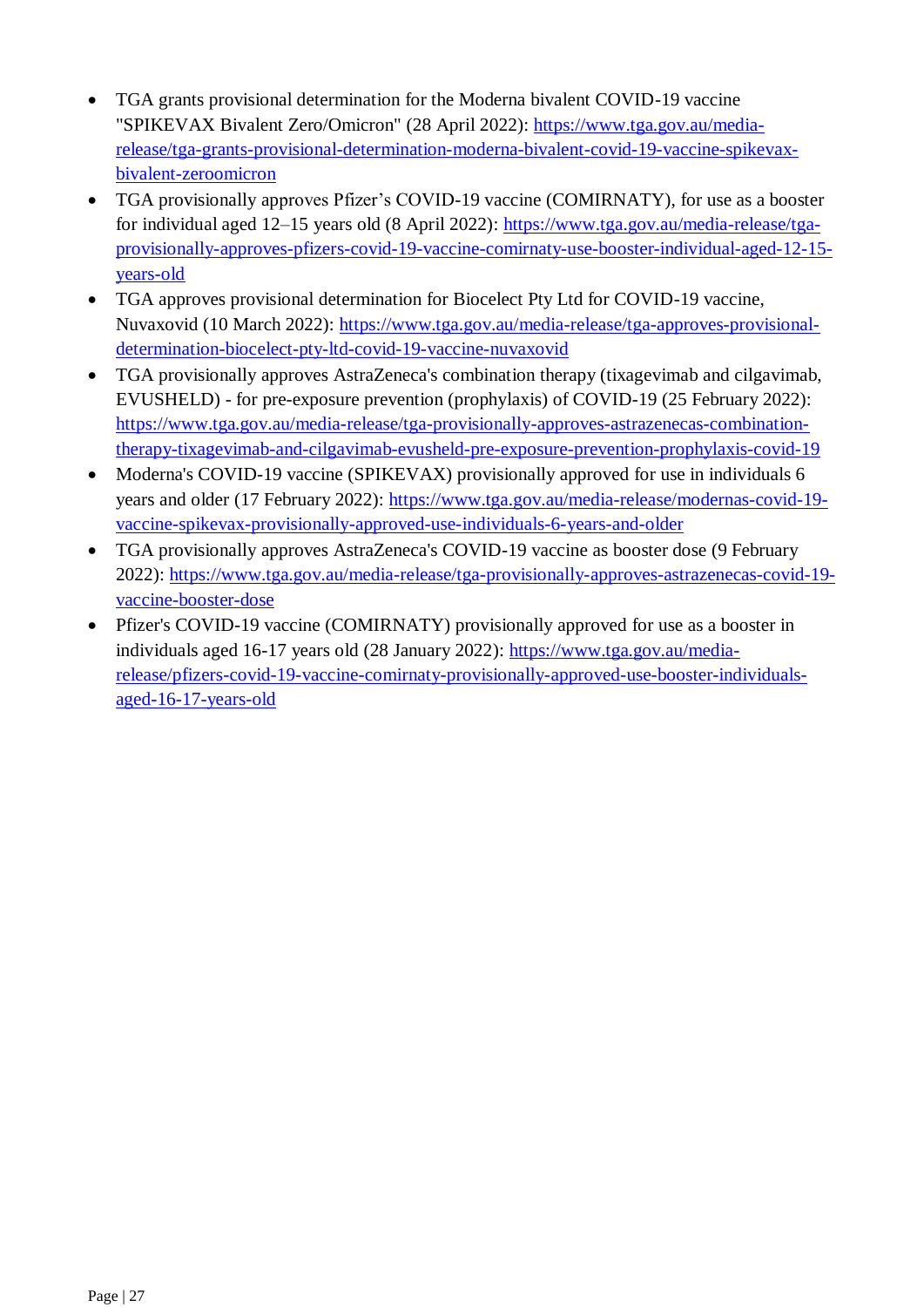- TGA grants provisional determination for the Moderna bivalent COVID-19 vaccine "SPIKEVAX Bivalent Zero/Omicron" (28 April 2022): https://www.tga.gov.au/media-release/tga-grants-provisional-determination-moderna-bivalent-covid-19-vaccine-spikevax-bivalent-zeroomicron
- TGA provisionally approves Pfizer's COVID-19 vaccine (COMIRNATY), for use as a booster for individual aged 12–15 years old (8 April 2022): https://www.tga.gov.au/media-release/tga-provisionally-approves-pfizers-covid-19-vaccine-comirnaty-use-booster-individual-aged-12-15-years-old
- TGA approves provisional determination for Biocelect Pty Ltd for COVID-19 vaccine, Nuvaxovid (10 March 2022): https://www.tga.gov.au/media-release/tga-approves-provisional-determination-biocelect-pty-ltd-covid-19-vaccine-nuvaxovid
- TGA provisionally approves AstraZeneca's combination therapy (tixagevimab and cilgavimab, EVUSHELD) - for pre-exposure prevention (prophylaxis) of COVID-19 (25 February 2022): https://www.tga.gov.au/media-release/tga-provisionally-approves-astrazenecas-combination-therapy-tixagevimab-and-cilgavimab-evusheld-pre-exposure-prevention-prophylaxis-covid-19
- Moderna's COVID-19 vaccine (SPIKEVAX) provisionally approved for use in individuals 6 years and older (17 February 2022): https://www.tga.gov.au/media-release/modernas-covid-19-vaccine-spikevax-provisionally-approved-use-individuals-6-years-and-older
- TGA provisionally approves AstraZeneca's COVID-19 vaccine as booster dose (9 February 2022): https://www.tga.gov.au/media-release/tga-provisionally-approves-astrazenecas-covid-19-vaccine-booster-dose
- Pfizer's COVID-19 vaccine (COMIRNATY) provisionally approved for use as a booster in individuals aged 16-17 years old (28 January 2022): https://www.tga.gov.au/media-release/pfizers-covid-19-vaccine-comirnaty-provisionally-approved-use-booster-individuals-aged-16-17-years-old